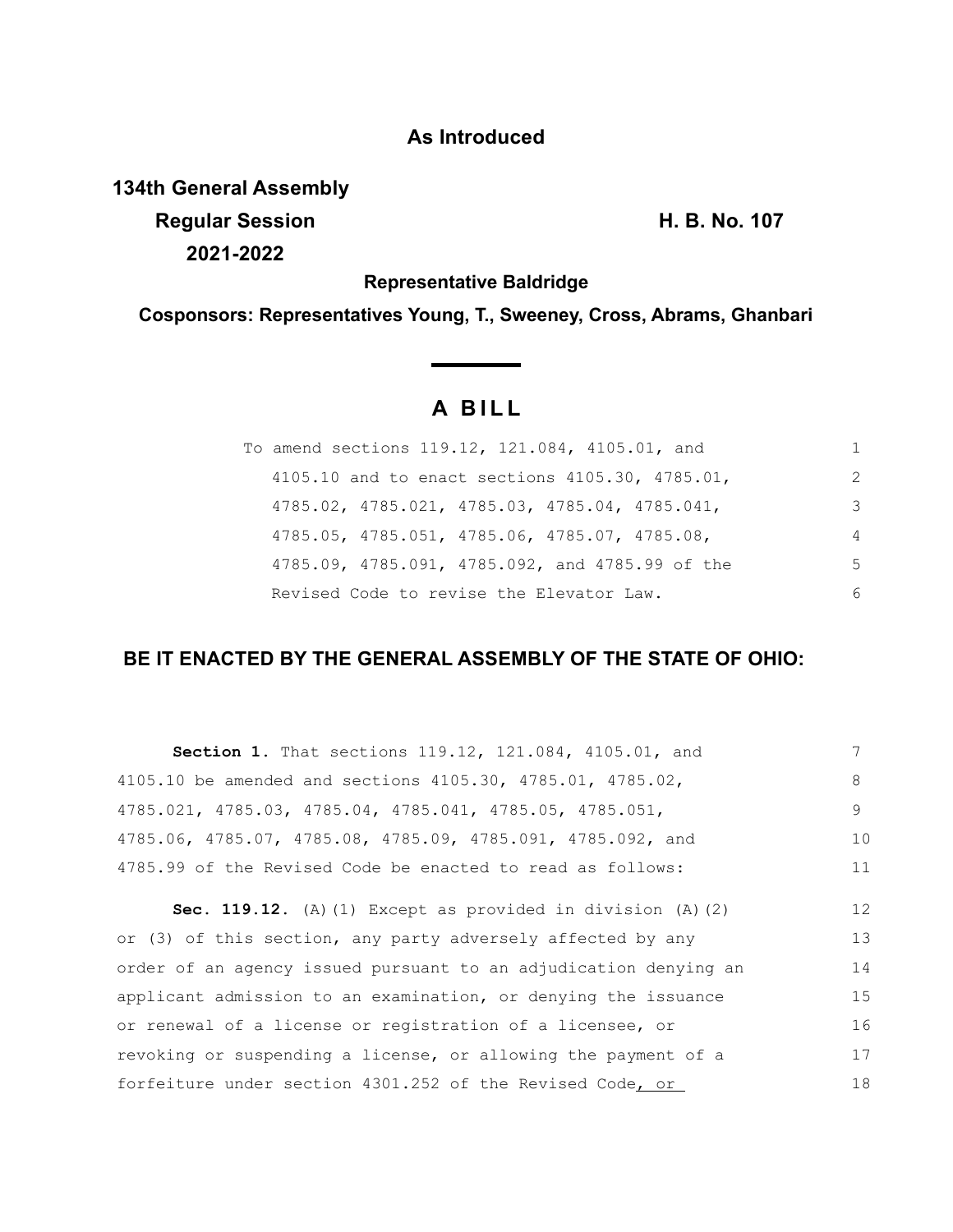**As Introduced**

**134th General Assembly**
**Regular Session** **H. B. No. 107**
**2021-2022**

**Representative Baldridge**

**Cosponsors: Representatives Young, T., Sweeney, Cross, Abrams, Ghanbari**

# A BILL

To amend sections 119.12, 121.084, 4105.01, and 4105.10 and to enact sections 4105.30, 4785.01, 4785.02, 4785.021, 4785.03, 4785.04, 4785.041, 4785.05, 4785.051, 4785.06, 4785.07, 4785.08, 4785.09, 4785.091, 4785.092, and 4785.99 of the Revised Code to revise the Elevator Law.

**BE IT ENACTED BY THE GENERAL ASSEMBLY OF THE STATE OF OHIO:**

**Section 1.** That sections 119.12, 121.084, 4105.01, and 4105.10 be amended and sections 4105.30, 4785.01, 4785.02, 4785.021, 4785.03, 4785.04, 4785.041, 4785.05, 4785.051, 4785.06, 4785.07, 4785.08, 4785.09, 4785.091, 4785.092, and 4785.99 of the Revised Code be enacted to read as follows:

**Sec. 119.12.** (A)(1) Except as provided in division (A)(2) or (3) of this section, any party adversely affected by any order of an agency issued pursuant to an adjudication denying an applicant admission to an examination, or denying the issuance or renewal of a license or registration of a licensee, or revoking or suspending a license, or allowing the payment of a forfeiture under section 4301.252 of the Revised Code, or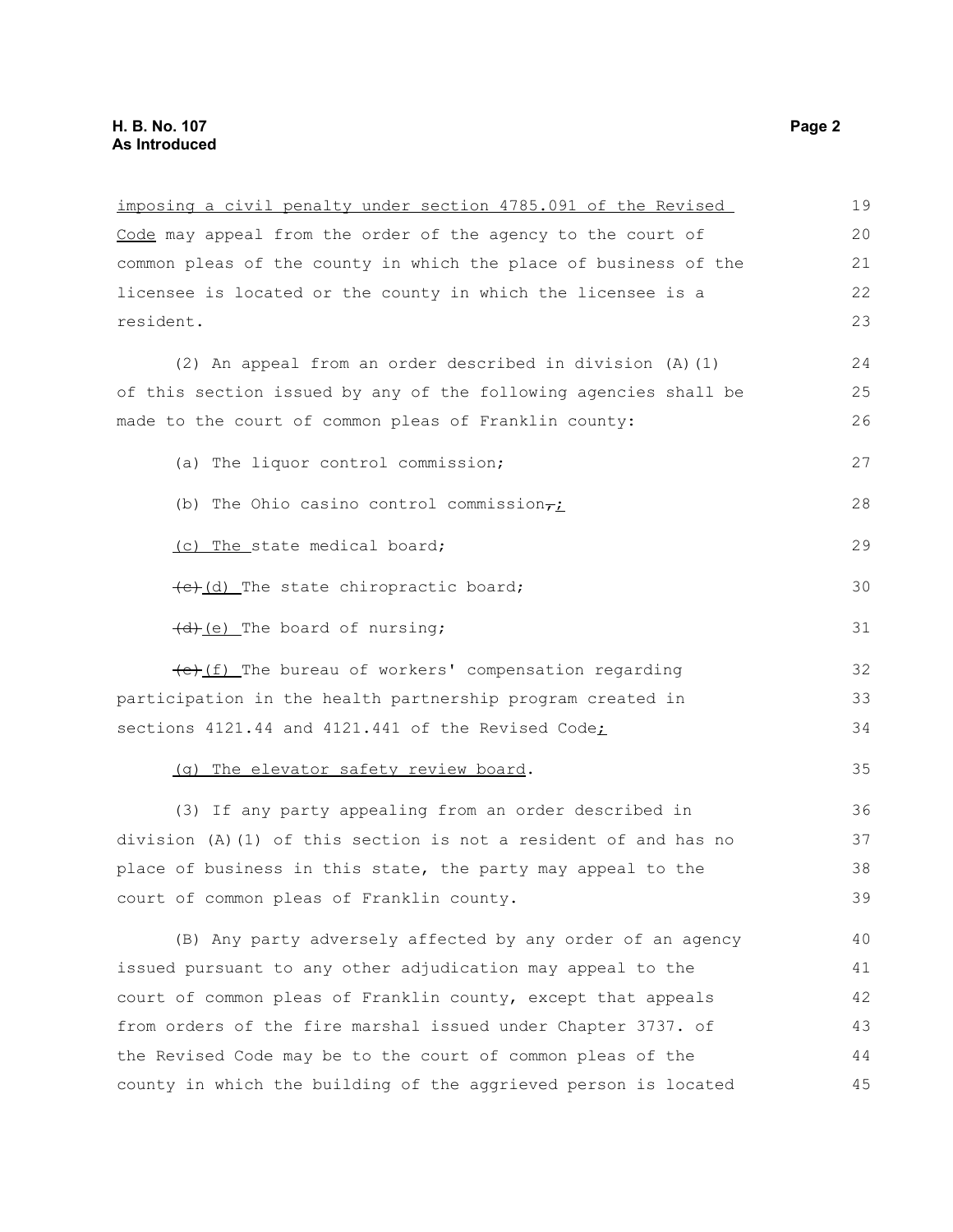imposing a civil penalty under section 4785.091 of the Revised Code may appeal from the order of the agency to the court of common pleas of the county in which the place of business of the licensee is located or the county in which the licensee is a resident.

(2) An appeal from an order described in division (A)(1) of this section issued by any of the following agencies shall be made to the court of common pleas of Franklin county:

(a) The liquor control commission;

(b) The Ohio casino control commission,;

(c) The state medical board;

(c)(d) The state chiropractic board;

(d)(e) The board of nursing;

(e)(f) The bureau of workers' compensation regarding participation in the health partnership program created in sections 4121.44 and 4121.441 of the Revised Code;

(g) The elevator safety review board.

(3) If any party appealing from an order described in division (A)(1) of this section is not a resident of and has no place of business in this state, the party may appeal to the court of common pleas of Franklin county.

(B) Any party adversely affected by any order of an agency issued pursuant to any other adjudication may appeal to the court of common pleas of Franklin county, except that appeals from orders of the fire marshal issued under Chapter 3737. of the Revised Code may be to the court of common pleas of the county in which the building of the aggrieved person is located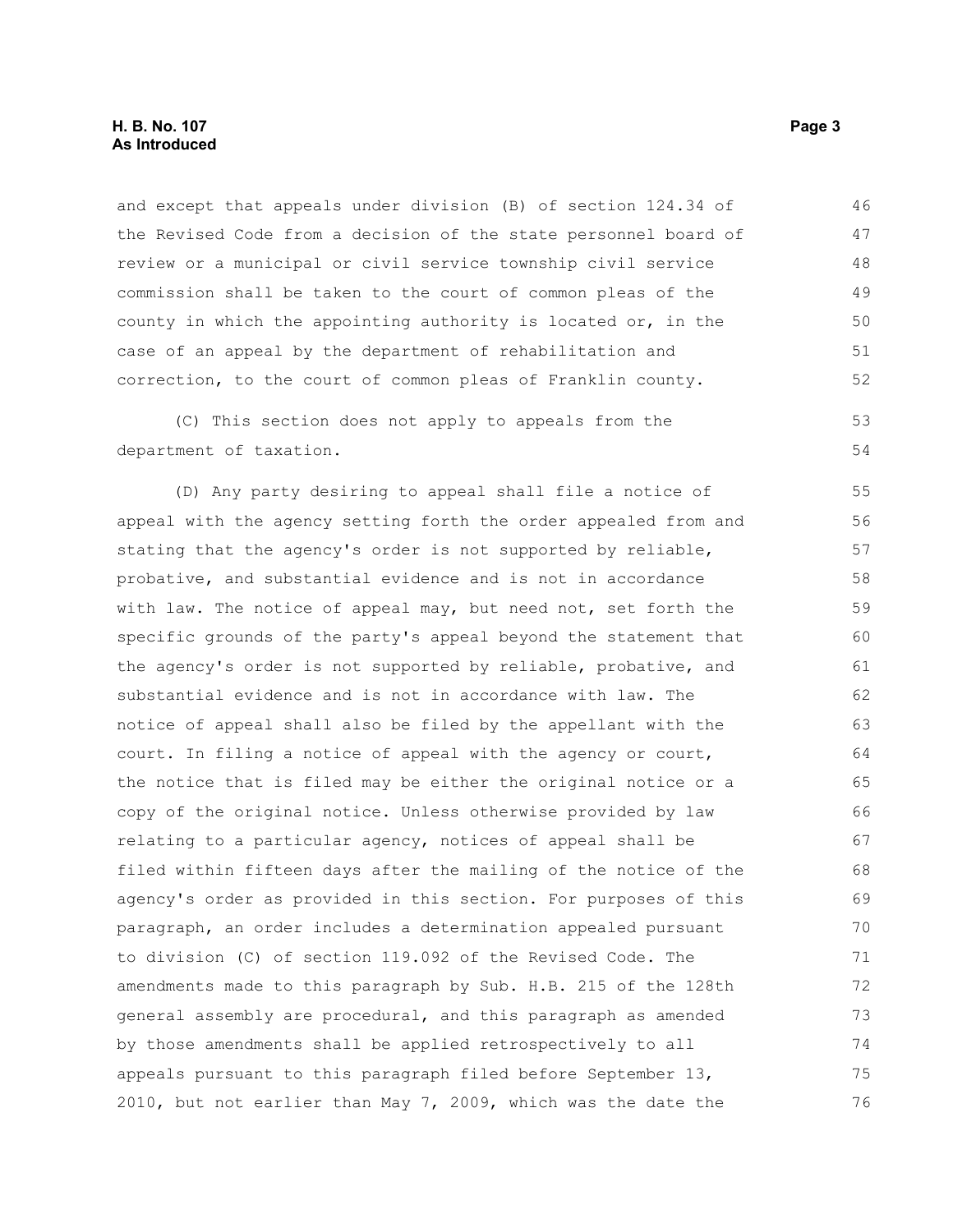and except that appeals under division (B) of section 124.34 of the Revised Code from a decision of the state personnel board of review or a municipal or civil service township civil service commission shall be taken to the court of common pleas of the county in which the appointing authority is located or, in the case of an appeal by the department of rehabilitation and correction, to the court of common pleas of Franklin county.

(C) This section does not apply to appeals from the department of taxation.

(D) Any party desiring to appeal shall file a notice of appeal with the agency setting forth the order appealed from and stating that the agency's order is not supported by reliable, probative, and substantial evidence and is not in accordance with law. The notice of appeal may, but need not, set forth the specific grounds of the party's appeal beyond the statement that the agency's order is not supported by reliable, probative, and substantial evidence and is not in accordance with law. The notice of appeal shall also be filed by the appellant with the court. In filing a notice of appeal with the agency or court, the notice that is filed may be either the original notice or a copy of the original notice. Unless otherwise provided by law relating to a particular agency, notices of appeal shall be filed within fifteen days after the mailing of the notice of the agency's order as provided in this section. For purposes of this paragraph, an order includes a determination appealed pursuant to division (C) of section 119.092 of the Revised Code. The amendments made to this paragraph by Sub. H.B. 215 of the 128th general assembly are procedural, and this paragraph as amended by those amendments shall be applied retrospectively to all appeals pursuant to this paragraph filed before September 13, 2010, but not earlier than May 7, 2009, which was the date the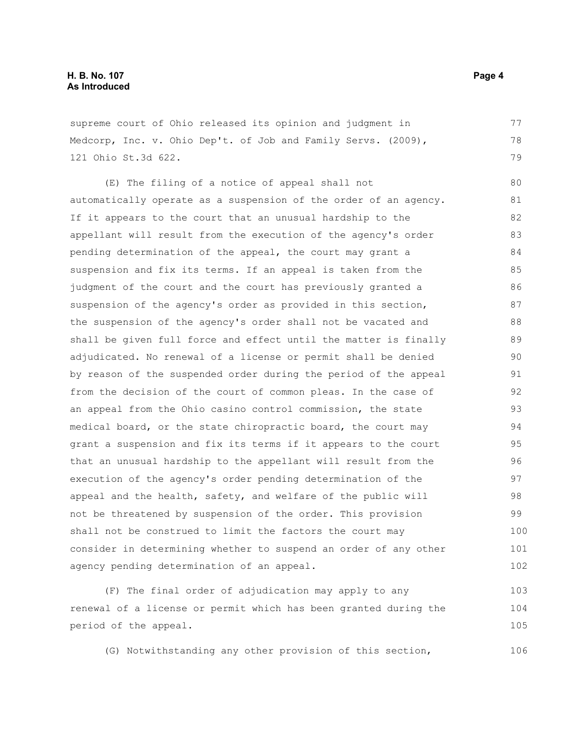supreme court of Ohio released its opinion and judgment in Medcorp, Inc. v. Ohio Dep't. of Job and Family Servs. (2009), 121 Ohio St.3d 622.

(E) The filing of a notice of appeal shall not automatically operate as a suspension of the order of an agency. If it appears to the court that an unusual hardship to the appellant will result from the execution of the agency's order pending determination of the appeal, the court may grant a suspension and fix its terms. If an appeal is taken from the judgment of the court and the court has previously granted a suspension of the agency's order as provided in this section, the suspension of the agency's order shall not be vacated and shall be given full force and effect until the matter is finally adjudicated. No renewal of a license or permit shall be denied by reason of the suspended order during the period of the appeal from the decision of the court of common pleas. In the case of an appeal from the Ohio casino control commission, the state medical board, or the state chiropractic board, the court may grant a suspension and fix its terms if it appears to the court that an unusual hardship to the appellant will result from the execution of the agency's order pending determination of the appeal and the health, safety, and welfare of the public will not be threatened by suspension of the order. This provision shall not be construed to limit the factors the court may consider in determining whether to suspend an order of any other agency pending determination of an appeal.

(F) The final order of adjudication may apply to any renewal of a license or permit which has been granted during the period of the appeal.

(G) Notwithstanding any other provision of this section,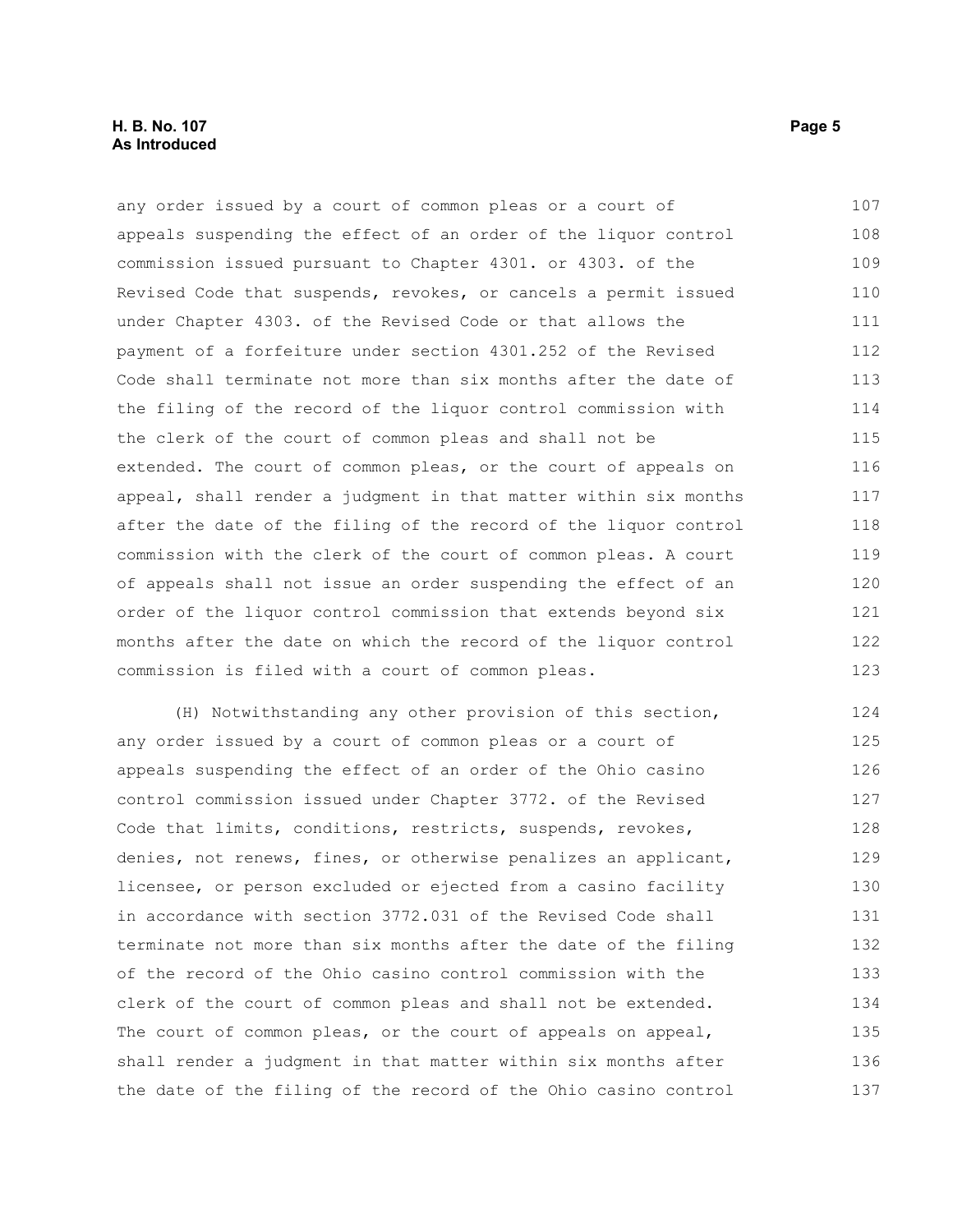any order issued by a court of common pleas or a court of appeals suspending the effect of an order of the liquor control commission issued pursuant to Chapter 4301. or 4303. of the Revised Code that suspends, revokes, or cancels a permit issued under Chapter 4303. of the Revised Code or that allows the payment of a forfeiture under section 4301.252 of the Revised Code shall terminate not more than six months after the date of the filing of the record of the liquor control commission with the clerk of the court of common pleas and shall not be extended. The court of common pleas, or the court of appeals on appeal, shall render a judgment in that matter within six months after the date of the filing of the record of the liquor control commission with the clerk of the court of common pleas. A court of appeals shall not issue an order suspending the effect of an order of the liquor control commission that extends beyond six months after the date on which the record of the liquor control commission is filed with a court of common pleas.

(H) Notwithstanding any other provision of this section, any order issued by a court of common pleas or a court of appeals suspending the effect of an order of the Ohio casino control commission issued under Chapter 3772. of the Revised Code that limits, conditions, restricts, suspends, revokes, denies, not renews, fines, or otherwise penalizes an applicant, licensee, or person excluded or ejected from a casino facility in accordance with section 3772.031 of the Revised Code shall terminate not more than six months after the date of the filing of the record of the Ohio casino control commission with the clerk of the court of common pleas and shall not be extended. The court of common pleas, or the court of appeals on appeal, shall render a judgment in that matter within six months after the date of the filing of the record of the Ohio casino control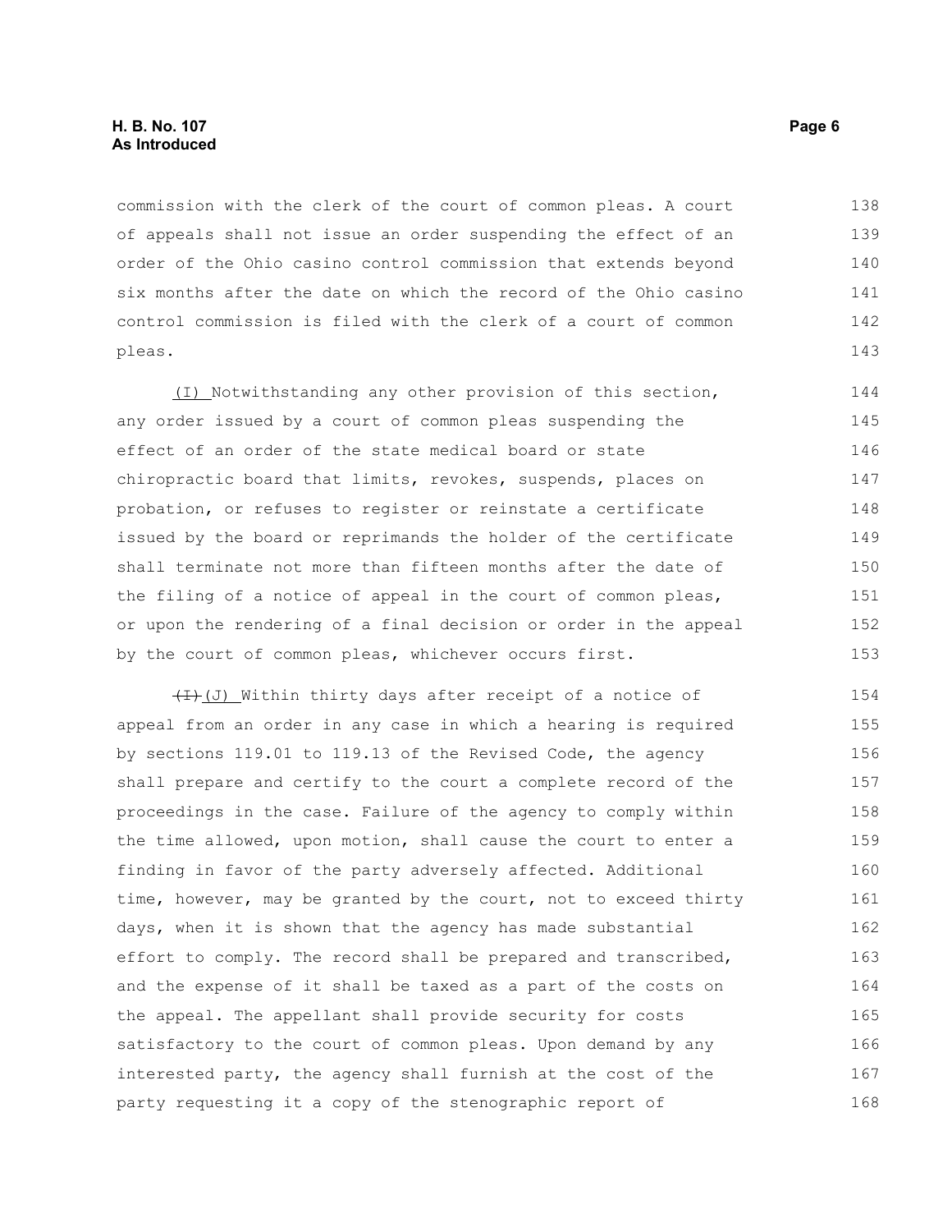commission with the clerk of the court of common pleas. A court of appeals shall not issue an order suspending the effect of an order of the Ohio casino control commission that extends beyond six months after the date on which the record of the Ohio casino control commission is filed with the clerk of a court of common pleas.

(I) Notwithstanding any other provision of this section, any order issued by a court of common pleas suspending the effect of an order of the state medical board or state chiropractic board that limits, revokes, suspends, places on probation, or refuses to register or reinstate a certificate issued by the board or reprimands the holder of the certificate shall terminate not more than fifteen months after the date of the filing of a notice of appeal in the court of common pleas, or upon the rendering of a final decision or order in the appeal by the court of common pleas, whichever occurs first.

~~(I)~~(J) Within thirty days after receipt of a notice of appeal from an order in any case in which a hearing is required by sections 119.01 to 119.13 of the Revised Code, the agency shall prepare and certify to the court a complete record of the proceedings in the case. Failure of the agency to comply within the time allowed, upon motion, shall cause the court to enter a finding in favor of the party adversely affected. Additional time, however, may be granted by the court, not to exceed thirty days, when it is shown that the agency has made substantial effort to comply. The record shall be prepared and transcribed, and the expense of it shall be taxed as a part of the costs on the appeal. The appellant shall provide security for costs satisfactory to the court of common pleas. Upon demand by any interested party, the agency shall furnish at the cost of the party requesting it a copy of the stenographic report of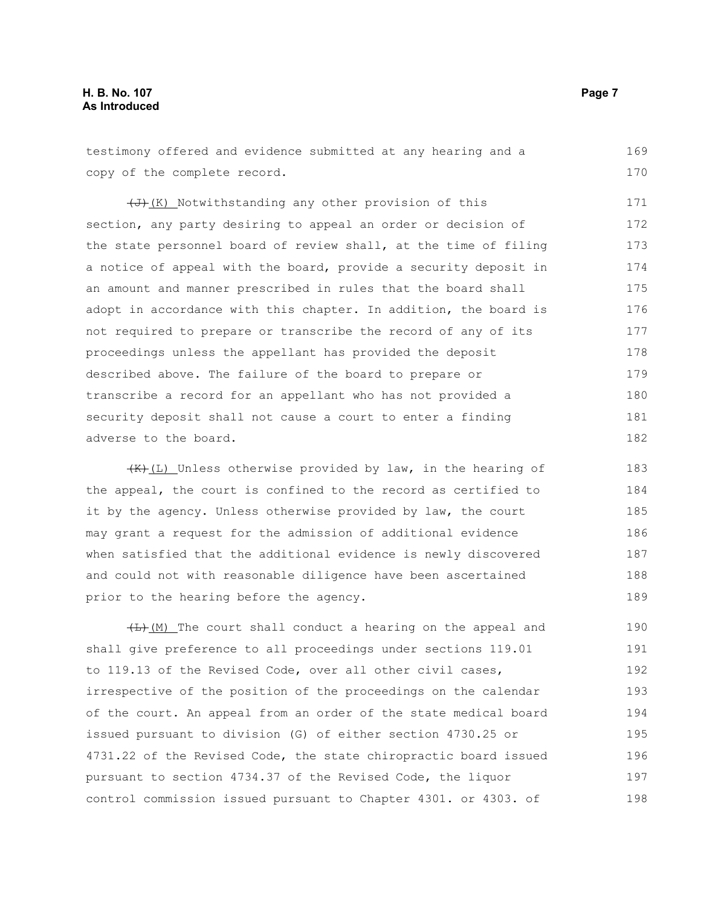testimony offered and evidence submitted at any hearing and a copy of the complete record.

~~(J)~~ (K) Notwithstanding any other provision of this section, any party desiring to appeal an order or decision of the state personnel board of review shall, at the time of filing a notice of appeal with the board, provide a security deposit in an amount and manner prescribed in rules that the board shall adopt in accordance with this chapter. In addition, the board is not required to prepare or transcribe the record of any of its proceedings unless the appellant has provided the deposit described above. The failure of the board to prepare or transcribe a record for an appellant who has not provided a security deposit shall not cause a court to enter a finding adverse to the board.

~~(K)~~ (L) Unless otherwise provided by law, in the hearing of the appeal, the court is confined to the record as certified to it by the agency. Unless otherwise provided by law, the court may grant a request for the admission of additional evidence when satisfied that the additional evidence is newly discovered and could not with reasonable diligence have been ascertained prior to the hearing before the agency.

~~(L)~~ (M) The court shall conduct a hearing on the appeal and shall give preference to all proceedings under sections 119.01 to 119.13 of the Revised Code, over all other civil cases, irrespective of the position of the proceedings on the calendar of the court. An appeal from an order of the state medical board issued pursuant to division (G) of either section 4730.25 or 4731.22 of the Revised Code, the state chiropractic board issued pursuant to section 4734.37 of the Revised Code, the liquor control commission issued pursuant to Chapter 4301. or 4303. of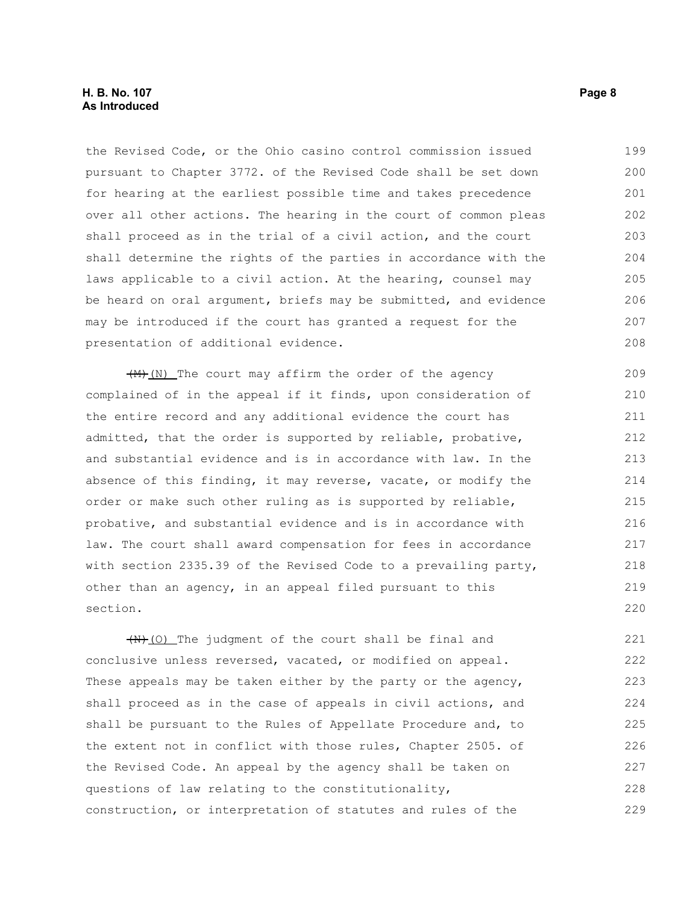the Revised Code, or the Ohio casino control commission issued pursuant to Chapter 3772. of the Revised Code shall be set down for hearing at the earliest possible time and takes precedence over all other actions. The hearing in the court of common pleas shall proceed as in the trial of a civil action, and the court shall determine the rights of the parties in accordance with the laws applicable to a civil action. At the hearing, counsel may be heard on oral argument, briefs may be submitted, and evidence may be introduced if the court has granted a request for the presentation of additional evidence.

~~(M)~~ (N) The court may affirm the order of the agency complained of in the appeal if it finds, upon consideration of the entire record and any additional evidence the court has admitted, that the order is supported by reliable, probative, and substantial evidence and is in accordance with law. In the absence of this finding, it may reverse, vacate, or modify the order or make such other ruling as is supported by reliable, probative, and substantial evidence and is in accordance with law. The court shall award compensation for fees in accordance with section 2335.39 of the Revised Code to a prevailing party, other than an agency, in an appeal filed pursuant to this section.

~~(N)~~ (O) The judgment of the court shall be final and conclusive unless reversed, vacated, or modified on appeal. These appeals may be taken either by the party or the agency, shall proceed as in the case of appeals in civil actions, and shall be pursuant to the Rules of Appellate Procedure and, to the extent not in conflict with those rules, Chapter 2505. of the Revised Code. An appeal by the agency shall be taken on questions of law relating to the constitutionality, construction, or interpretation of statutes and rules of the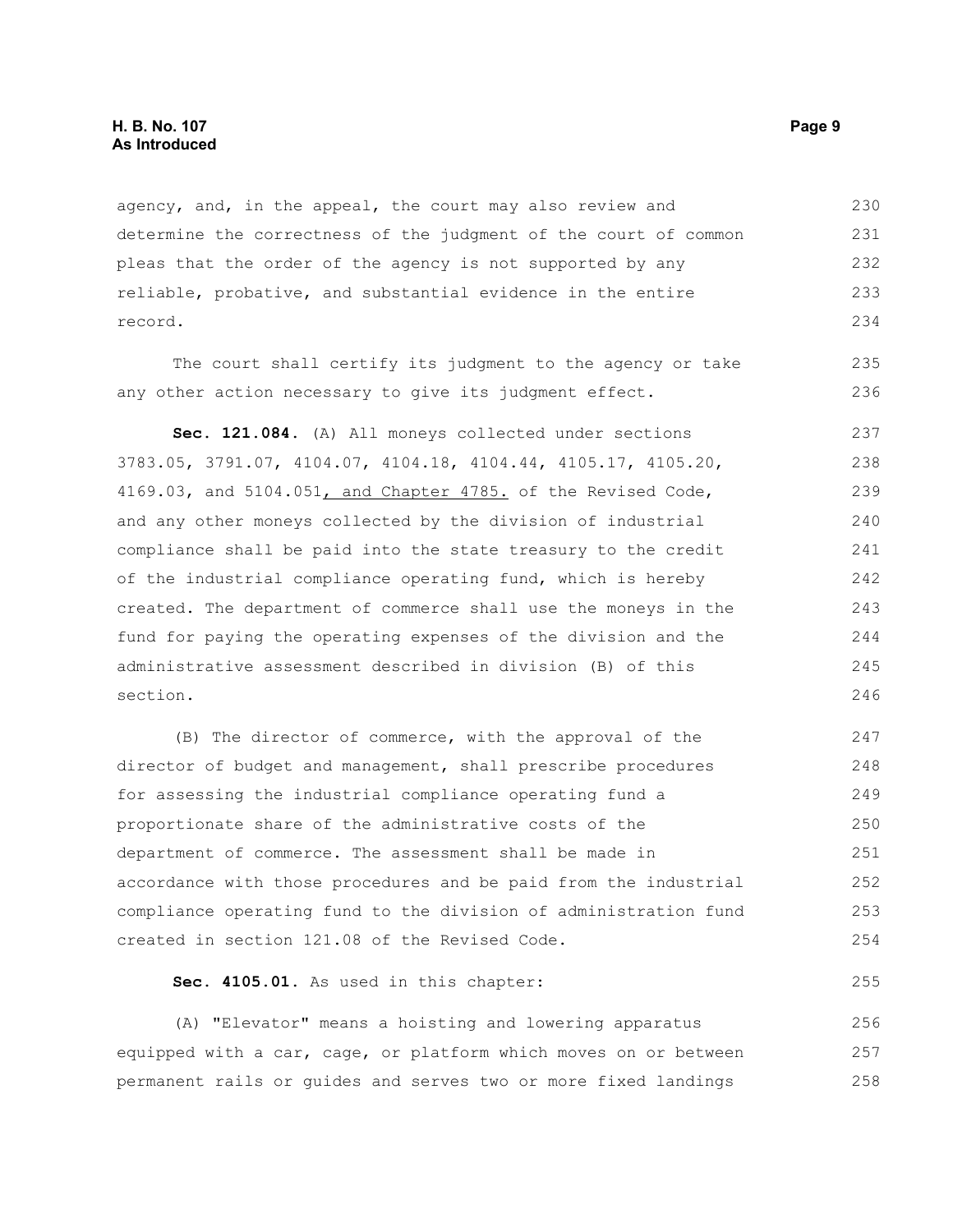agency, and, in the appeal, the court may also review and determine the correctness of the judgment of the court of common pleas that the order of the agency is not supported by any reliable, probative, and substantial evidence in the entire record.

The court shall certify its judgment to the agency or take any other action necessary to give its judgment effect.

**Sec. 121.084.** (A) All moneys collected under sections 3783.05, 3791.07, 4104.07, 4104.18, 4104.44, 4105.17, 4105.20, 4169.03, and 5104.051, and Chapter 4785. of the Revised Code, and any other moneys collected by the division of industrial compliance shall be paid into the state treasury to the credit of the industrial compliance operating fund, which is hereby created. The department of commerce shall use the moneys in the fund for paying the operating expenses of the division and the administrative assessment described in division (B) of this section.

(B) The director of commerce, with the approval of the director of budget and management, shall prescribe procedures for assessing the industrial compliance operating fund a proportionate share of the administrative costs of the department of commerce. The assessment shall be made in accordance with those procedures and be paid from the industrial compliance operating fund to the division of administration fund created in section 121.08 of the Revised Code.

**Sec. 4105.01.** As used in this chapter:

(A) "Elevator" means a hoisting and lowering apparatus equipped with a car, cage, or platform which moves on or between permanent rails or guides and serves two or more fixed landings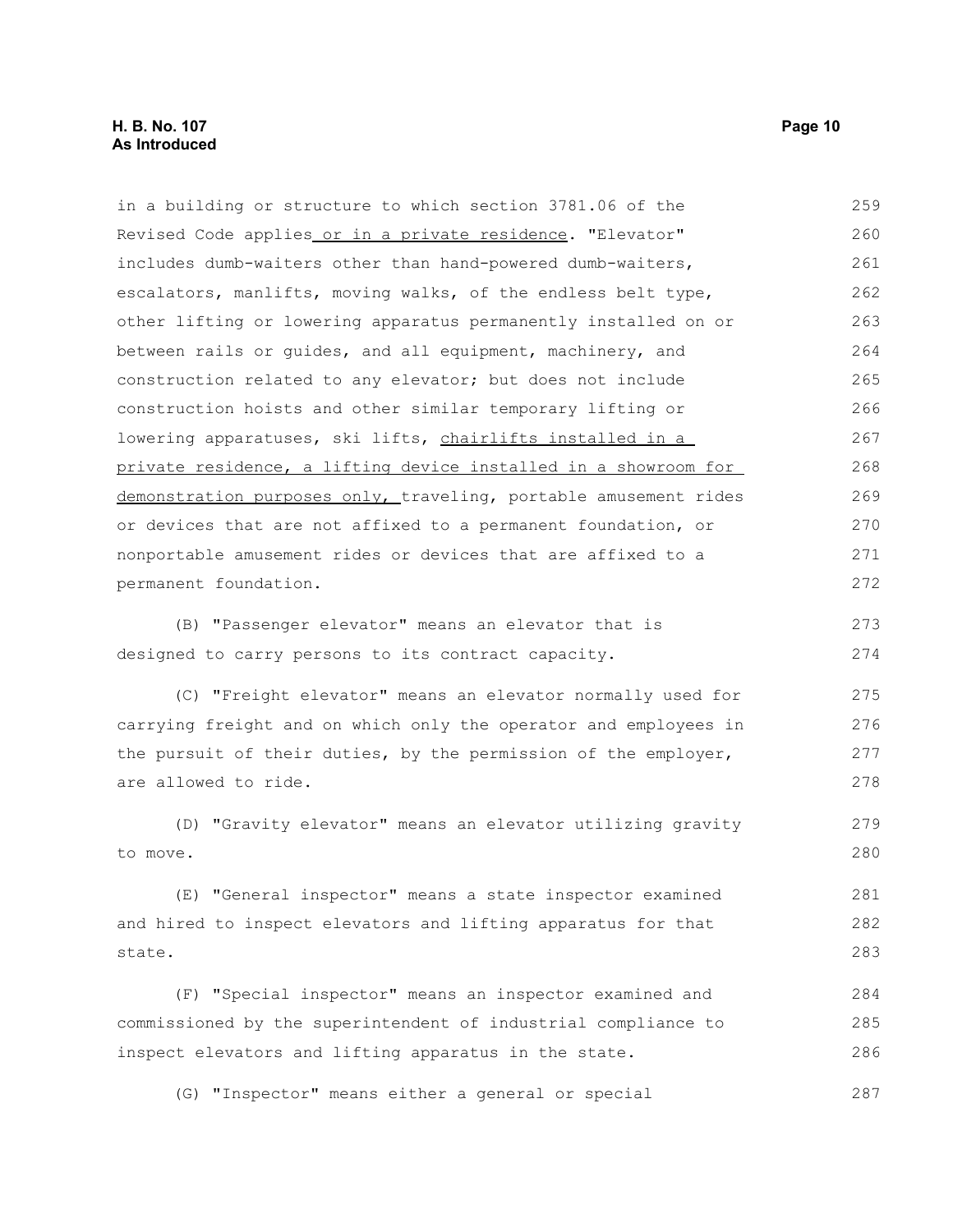in a building or structure to which section 3781.06 of the Revised Code applies or in a private residence. "Elevator" includes dumb-waiters other than hand-powered dumb-waiters, escalators, manlifts, moving walks, of the endless belt type, other lifting or lowering apparatus permanently installed on or between rails or guides, and all equipment, machinery, and construction related to any elevator; but does not include construction hoists and other similar temporary lifting or lowering apparatuses, ski lifts, chairlifts installed in a private residence, a lifting device installed in a showroom for demonstration purposes only, traveling, portable amusement rides or devices that are not affixed to a permanent foundation, or nonportable amusement rides or devices that are affixed to a permanent foundation.

(B) "Passenger elevator" means an elevator that is designed to carry persons to its contract capacity.

(C) "Freight elevator" means an elevator normally used for carrying freight and on which only the operator and employees in the pursuit of their duties, by the permission of the employer, are allowed to ride.

(D) "Gravity elevator" means an elevator utilizing gravity to move.

(E) "General inspector" means a state inspector examined and hired to inspect elevators and lifting apparatus for that state.

(F) "Special inspector" means an inspector examined and commissioned by the superintendent of industrial compliance to inspect elevators and lifting apparatus in the state.

(G) "Inspector" means either a general or special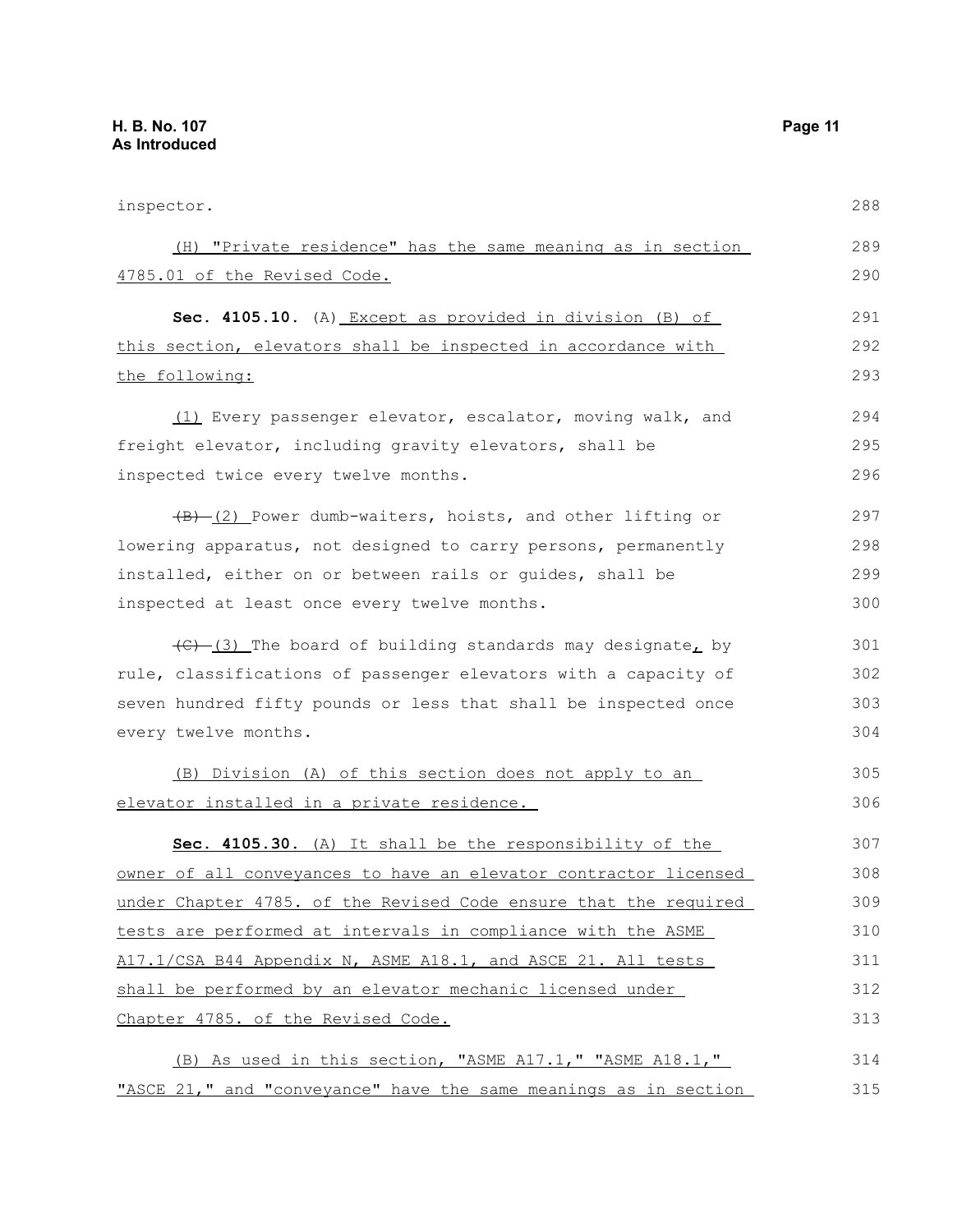inspector.

(H) "Private residence" has the same meaning as in section 4785.01 of the Revised Code.

**Sec. 4105.10.** (A) Except as provided in division (B) of this section, elevators shall be inspected in accordance with the following:

(1) Every passenger elevator, escalator, moving walk, and freight elevator, including gravity elevators, shall be inspected twice every twelve months.

~~(B)~~ (2) Power dumb-waiters, hoists, and other lifting or lowering apparatus, not designed to carry persons, permanently installed, either on or between rails or guides, shall be inspected at least once every twelve months.

~~(C)~~ (3) The board of building standards may designate, by rule, classifications of passenger elevators with a capacity of seven hundred fifty pounds or less that shall be inspected once every twelve months.

(B) Division (A) of this section does not apply to an elevator installed in a private residence.

**Sec. 4105.30.** (A) It shall be the responsibility of the owner of all conveyances to have an elevator contractor licensed under Chapter 4785. of the Revised Code ensure that the required tests are performed at intervals in compliance with the ASME A17.1/CSA B44 Appendix N, ASME A18.1, and ASCE 21. All tests shall be performed by an elevator mechanic licensed under Chapter 4785. of the Revised Code.

(B) As used in this section, "ASME A17.1," "ASME A18.1," "ASCE 21," and "conveyance" have the same meanings as in section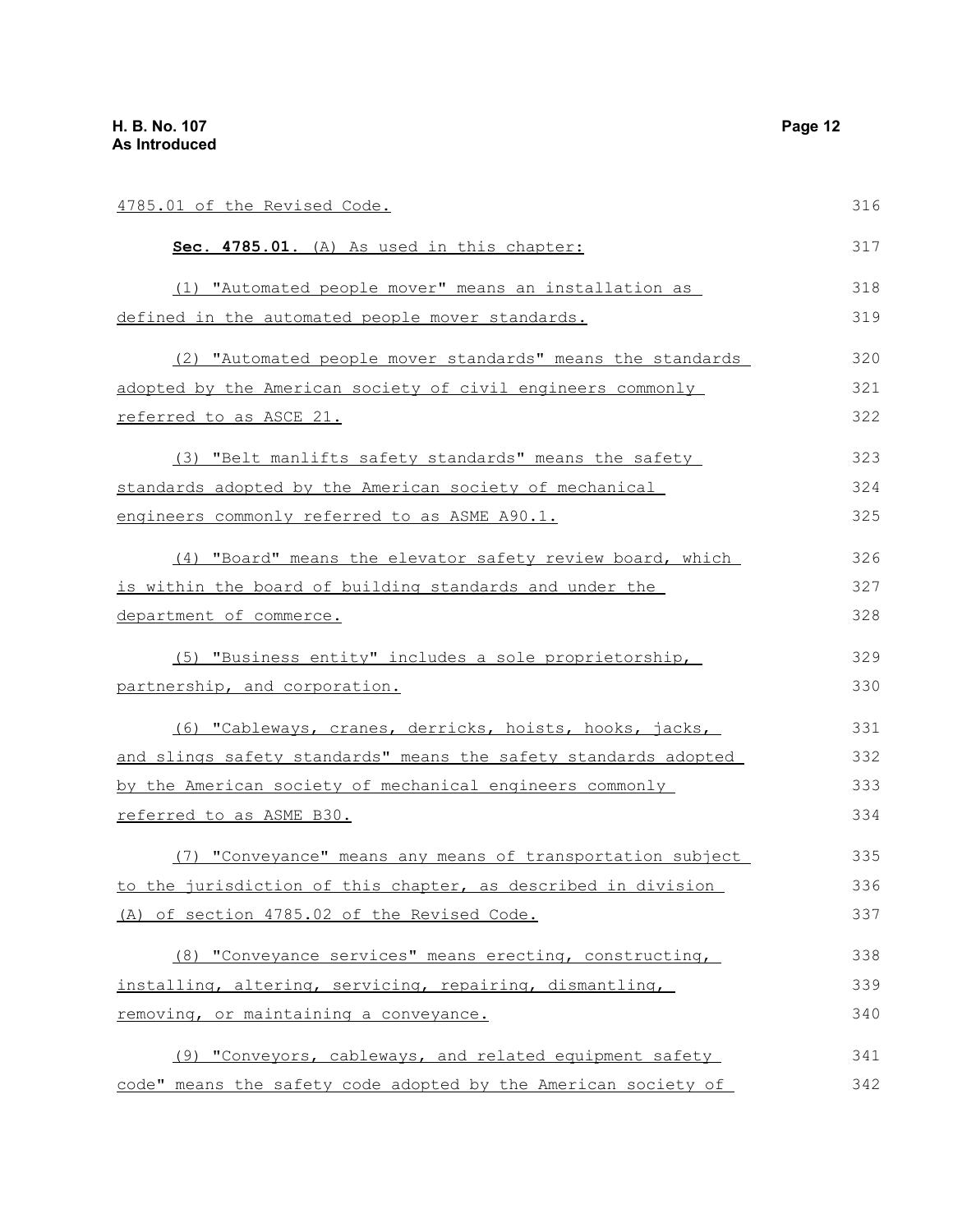4785.01 of the Revised Code.

**Sec. 4785.01.** (A) As used in this chapter:

(1) "Automated people mover" means an installation as defined in the automated people mover standards.

(2) "Automated people mover standards" means the standards adopted by the American society of civil engineers commonly referred to as ASCE 21.

(3) "Belt manlifts safety standards" means the safety standards adopted by the American society of mechanical engineers commonly referred to as ASME A90.1.

(4) "Board" means the elevator safety review board, which is within the board of building standards and under the department of commerce.

(5) "Business entity" includes a sole proprietorship, partnership, and corporation.

(6) "Cableways, cranes, derricks, hoists, hooks, jacks, and slings safety standards" means the safety standards adopted by the American society of mechanical engineers commonly referred to as ASME B30.

(7) "Conveyance" means any means of transportation subject to the jurisdiction of this chapter, as described in division (A) of section 4785.02 of the Revised Code.

(8) "Conveyance services" means erecting, constructing, installing, altering, servicing, repairing, dismantling, removing, or maintaining a conveyance.

(9) "Conveyors, cableways, and related equipment safety code" means the safety code adopted by the American society of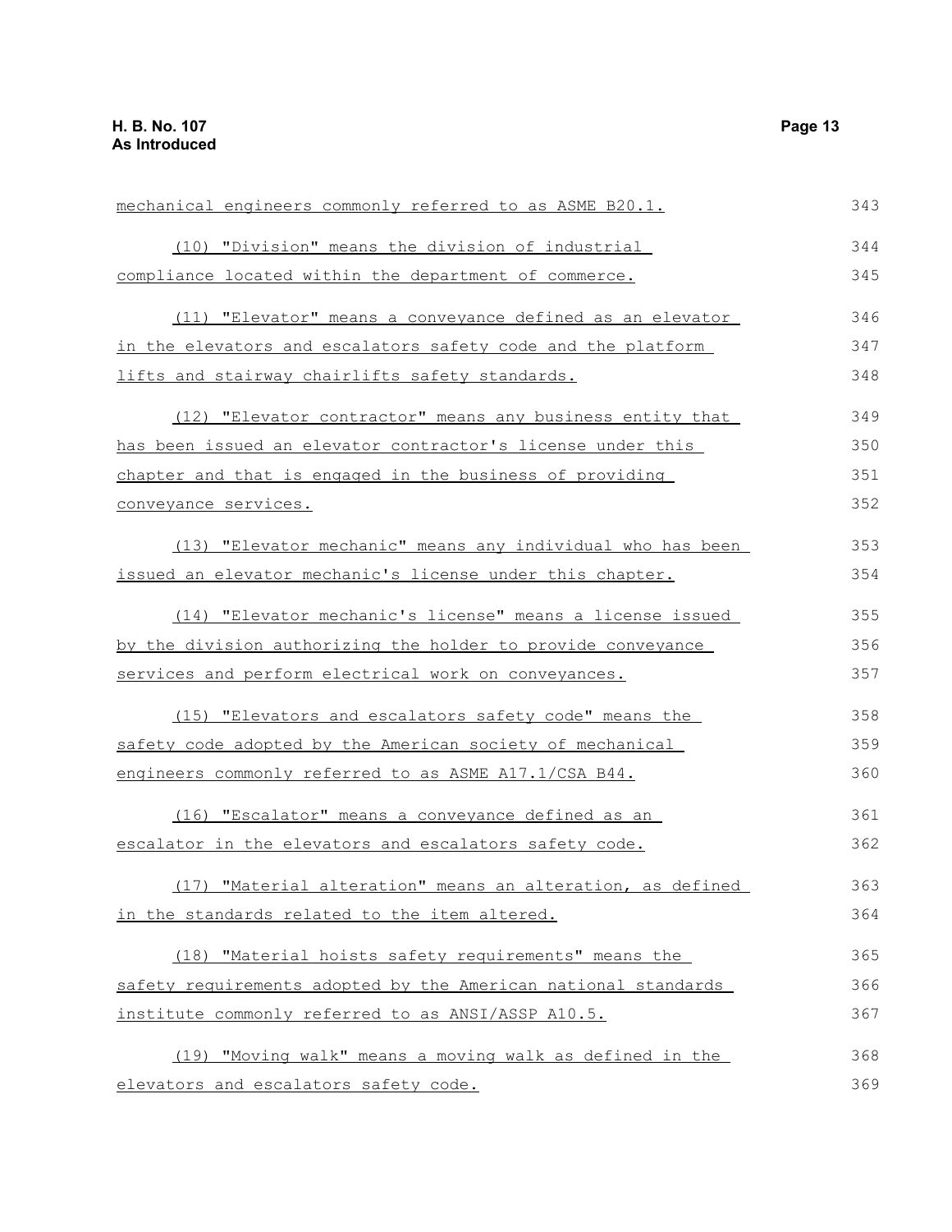mechanical engineers commonly referred to as ASME B20.1.

(10) "Division" means the division of industrial compliance located within the department of commerce.

(11) "Elevator" means a conveyance defined as an elevator in the elevators and escalators safety code and the platform lifts and stairway chairlifts safety standards.

(12) "Elevator contractor" means any business entity that has been issued an elevator contractor's license under this chapter and that is engaged in the business of providing conveyance services.

(13) "Elevator mechanic" means any individual who has been issued an elevator mechanic's license under this chapter.

(14) "Elevator mechanic's license" means a license issued by the division authorizing the holder to provide conveyance services and perform electrical work on conveyances.

(15) "Elevators and escalators safety code" means the safety code adopted by the American society of mechanical engineers commonly referred to as ASME A17.1/CSA B44.

(16) "Escalator" means a conveyance defined as an escalator in the elevators and escalators safety code.

(17) "Material alteration" means an alteration, as defined in the standards related to the item altered.

(18) "Material hoists safety requirements" means the safety requirements adopted by the American national standards institute commonly referred to as ANSI/ASSP A10.5.

(19) "Moving walk" means a moving walk as defined in the elevators and escalators safety code.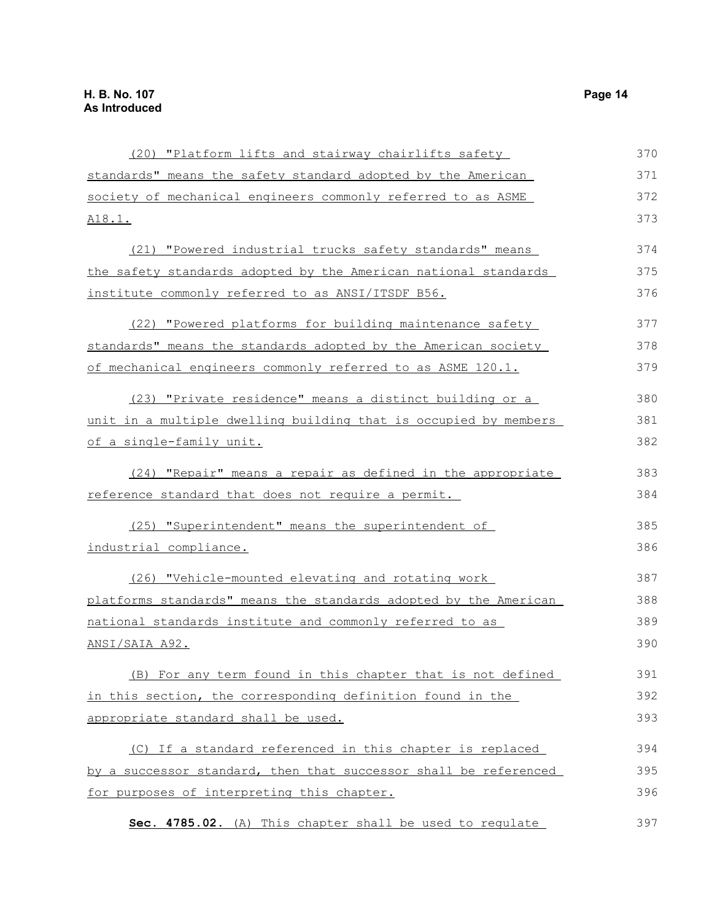(20) "Platform lifts and stairway chairlifts safety standards" means the safety standard adopted by the American society of mechanical engineers commonly referred to as ASME A18.1.

(21) "Powered industrial trucks safety standards" means the safety standards adopted by the American national standards institute commonly referred to as ANSI/ITSDF B56.

(22) "Powered platforms for building maintenance safety standards" means the standards adopted by the American society of mechanical engineers commonly referred to as ASME 120.1.

(23) "Private residence" means a distinct building or a unit in a multiple dwelling building that is occupied by members of a single-family unit.

(24) "Repair" means a repair as defined in the appropriate reference standard that does not require a permit.

(25) "Superintendent" means the superintendent of industrial compliance.

(26) "Vehicle-mounted elevating and rotating work platforms standards" means the standards adopted by the American national standards institute and commonly referred to as ANSI/SAIA A92.

(B) For any term found in this chapter that is not defined in this section, the corresponding definition found in the appropriate standard shall be used.

(C) If a standard referenced in this chapter is replaced by a successor standard, then that successor shall be referenced for purposes of interpreting this chapter.

**Sec. 4785.02.** (A) This chapter shall be used to regulate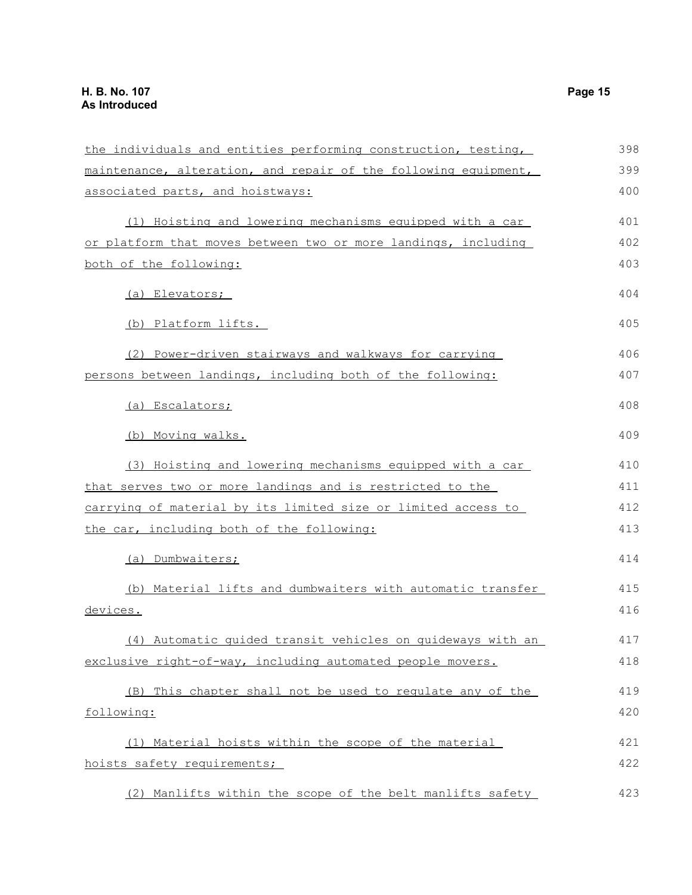the individuals and entities performing construction, testing, maintenance, alteration, and repair of the following equipment, associated parts, and hoistways:

(1) Hoisting and lowering mechanisms equipped with a car or platform that moves between two or more landings, including both of the following:

(a) Elevators;

(b) Platform lifts.

(2) Power-driven stairways and walkways for carrying persons between landings, including both of the following:

(a) Escalators;

(b) Moving walks.

(3) Hoisting and lowering mechanisms equipped with a car that serves two or more landings and is restricted to the carrying of material by its limited size or limited access to the car, including both of the following:

(a) Dumbwaiters;

(b) Material lifts and dumbwaiters with automatic transfer devices.

(4) Automatic guided transit vehicles on guideways with an exclusive right-of-way, including automated people movers.

(B) This chapter shall not be used to regulate any of the following:

(1) Material hoists within the scope of the material hoists safety requirements;

(2) Manlifts within the scope of the belt manlifts safety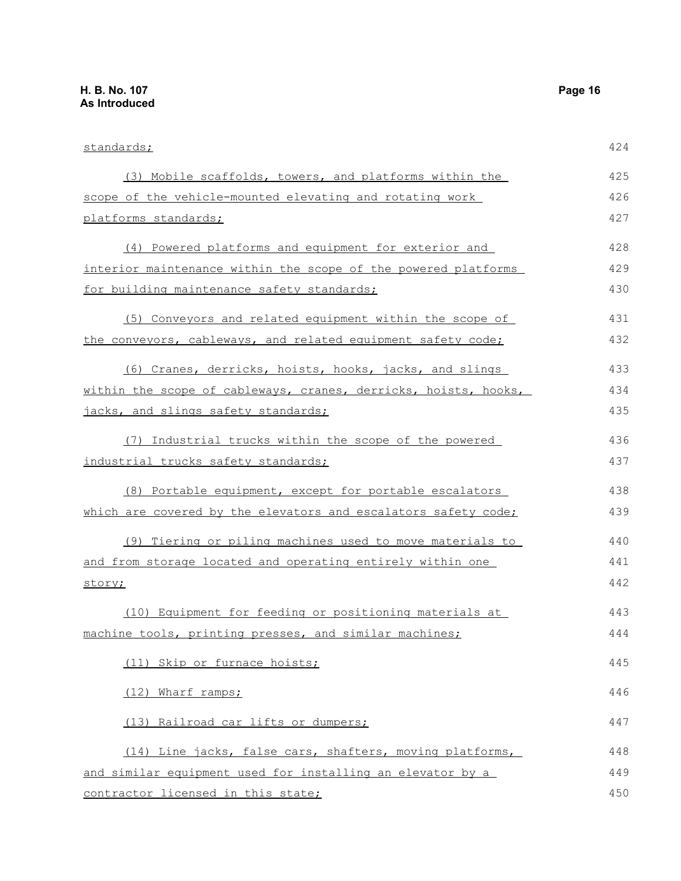standards;

(3) Mobile scaffolds, towers, and platforms within the scope of the vehicle-mounted elevating and rotating work platforms standards;

(4) Powered platforms and equipment for exterior and interior maintenance within the scope of the powered platforms for building maintenance safety standards;

(5) Conveyors and related equipment within the scope of the conveyors, cableways, and related equipment safety code;

(6) Cranes, derricks, hoists, hooks, jacks, and slings within the scope of cableways, cranes, derricks, hoists, hooks, jacks, and slings safety standards;

(7) Industrial trucks within the scope of the powered industrial trucks safety standards;

(8) Portable equipment, except for portable escalators which are covered by the elevators and escalators safety code;

(9) Tiering or piling machines used to move materials to and from storage located and operating entirely within one story;

(10) Equipment for feeding or positioning materials at machine tools, printing presses, and similar machines;

(11) Skip or furnace hoists;

(12) Wharf ramps;

(13) Railroad car lifts or dumpers;

(14) Line jacks, false cars, shafters, moving platforms, and similar equipment used for installing an elevator by a contractor licensed in this state;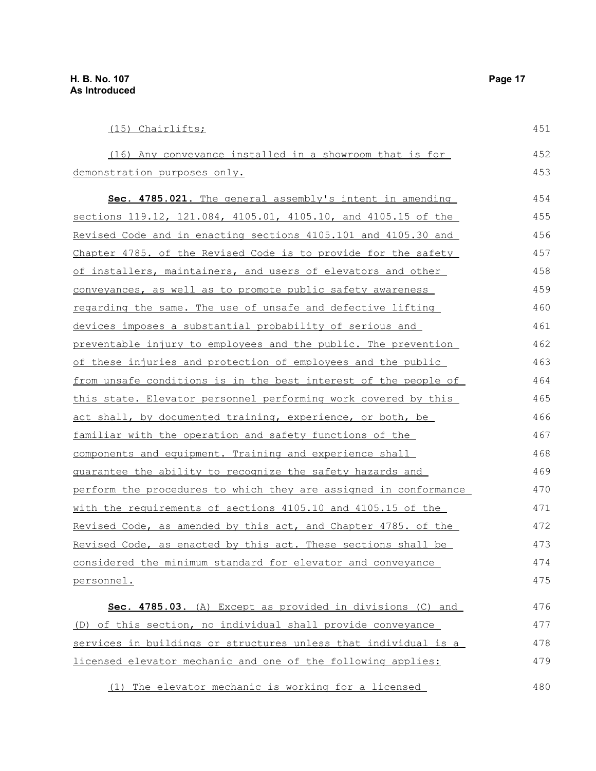(15) Chairlifts;

(16) Any conveyance installed in a showroom that is for demonstration purposes only.

**Sec. 4785.021.** The general assembly's intent in amending sections 119.12, 121.084, 4105.01, 4105.10, and 4105.15 of the Revised Code and in enacting sections 4105.101 and 4105.30 and Chapter 4785. of the Revised Code is to provide for the safety of installers, maintainers, and users of elevators and other conveyances, as well as to promote public safety awareness regarding the same. The use of unsafe and defective lifting devices imposes a substantial probability of serious and preventable injury to employees and the public. The prevention of these injuries and protection of employees and the public from unsafe conditions is in the best interest of the people of this state. Elevator personnel performing work covered by this act shall, by documented training, experience, or both, be familiar with the operation and safety functions of the components and equipment. Training and experience shall guarantee the ability to recognize the safety hazards and perform the procedures to which they are assigned in conformance with the requirements of sections 4105.10 and 4105.15 of the Revised Code, as amended by this act, and Chapter 4785. of the Revised Code, as enacted by this act. These sections shall be considered the minimum standard for elevator and conveyance personnel.

**Sec. 4785.03.** (A) Except as provided in divisions (C) and (D) of this section, no individual shall provide conveyance services in buildings or structures unless that individual is a licensed elevator mechanic and one of the following applies:

(1) The elevator mechanic is working for a licensed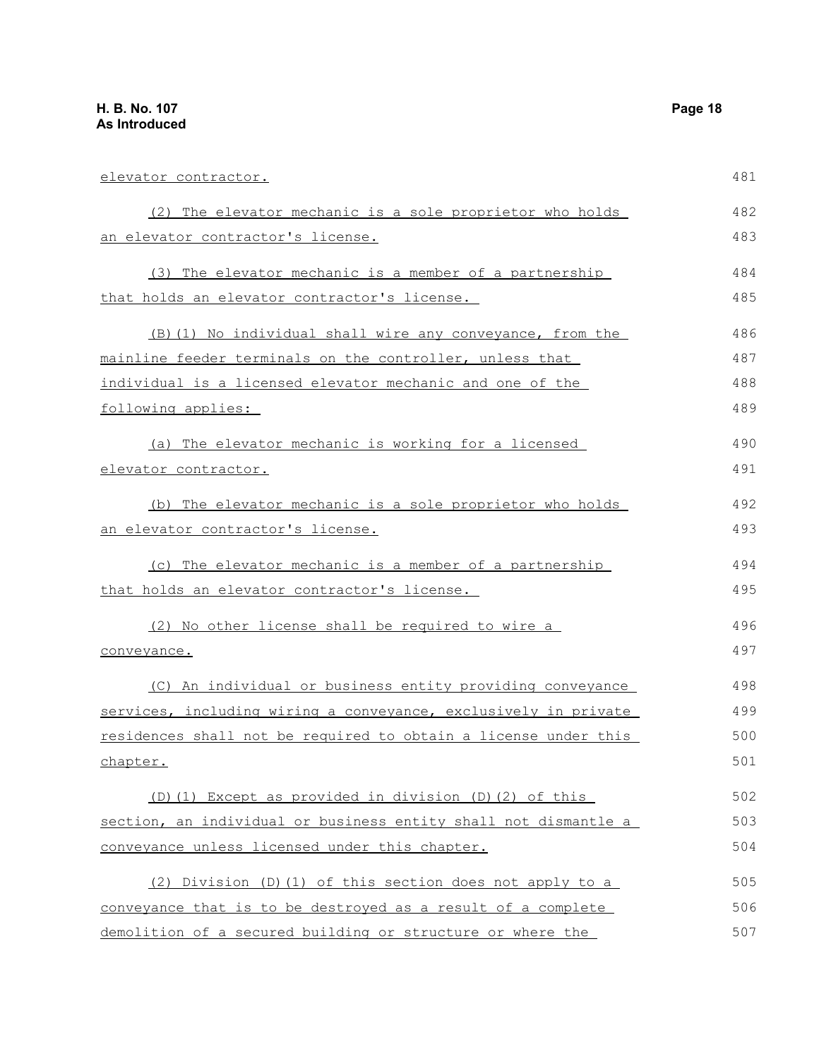elevator contractor.

(2) The elevator mechanic is a sole proprietor who holds an elevator contractor's license.

(3) The elevator mechanic is a member of a partnership that holds an elevator contractor's license.

(B)(1) No individual shall wire any conveyance, from the mainline feeder terminals on the controller, unless that individual is a licensed elevator mechanic and one of the following applies:

(a) The elevator mechanic is working for a licensed elevator contractor.

(b) The elevator mechanic is a sole proprietor who holds an elevator contractor's license.

(c) The elevator mechanic is a member of a partnership that holds an elevator contractor's license.

(2) No other license shall be required to wire a conveyance.

(C) An individual or business entity providing conveyance services, including wiring a conveyance, exclusively in private residences shall not be required to obtain a license under this chapter.

(D)(1) Except as provided in division (D)(2) of this section, an individual or business entity shall not dismantle a conveyance unless licensed under this chapter.

(2) Division (D)(1) of this section does not apply to a conveyance that is to be destroyed as a result of a complete demolition of a secured building or structure or where the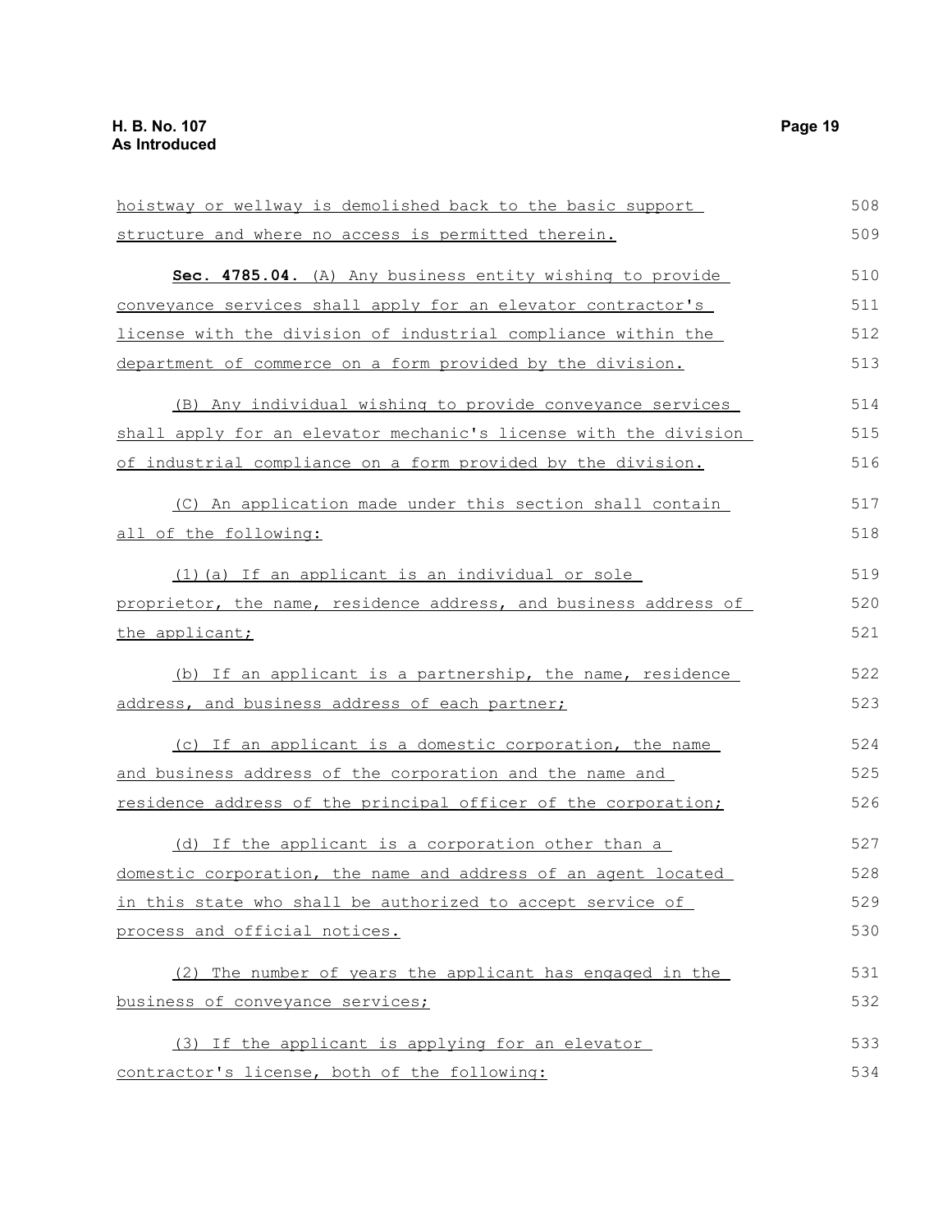hoistway or wellway is demolished back to the basic support structure and where no access is permitted therein.

**Sec. 4785.04.** (A) Any business entity wishing to provide conveyance services shall apply for an elevator contractor's license with the division of industrial compliance within the department of commerce on a form provided by the division.

(B) Any individual wishing to provide conveyance services shall apply for an elevator mechanic's license with the division of industrial compliance on a form provided by the division.

(C) An application made under this section shall contain all of the following:

(1)(a) If an applicant is an individual or sole proprietor, the name, residence address, and business address of the applicant;

(b) If an applicant is a partnership, the name, residence address, and business address of each partner;

(c) If an applicant is a domestic corporation, the name and business address of the corporation and the name and residence address of the principal officer of the corporation;

(d) If the applicant is a corporation other than a domestic corporation, the name and address of an agent located in this state who shall be authorized to accept service of process and official notices.

(2) The number of years the applicant has engaged in the business of conveyance services;

(3) If the applicant is applying for an elevator contractor's license, both of the following: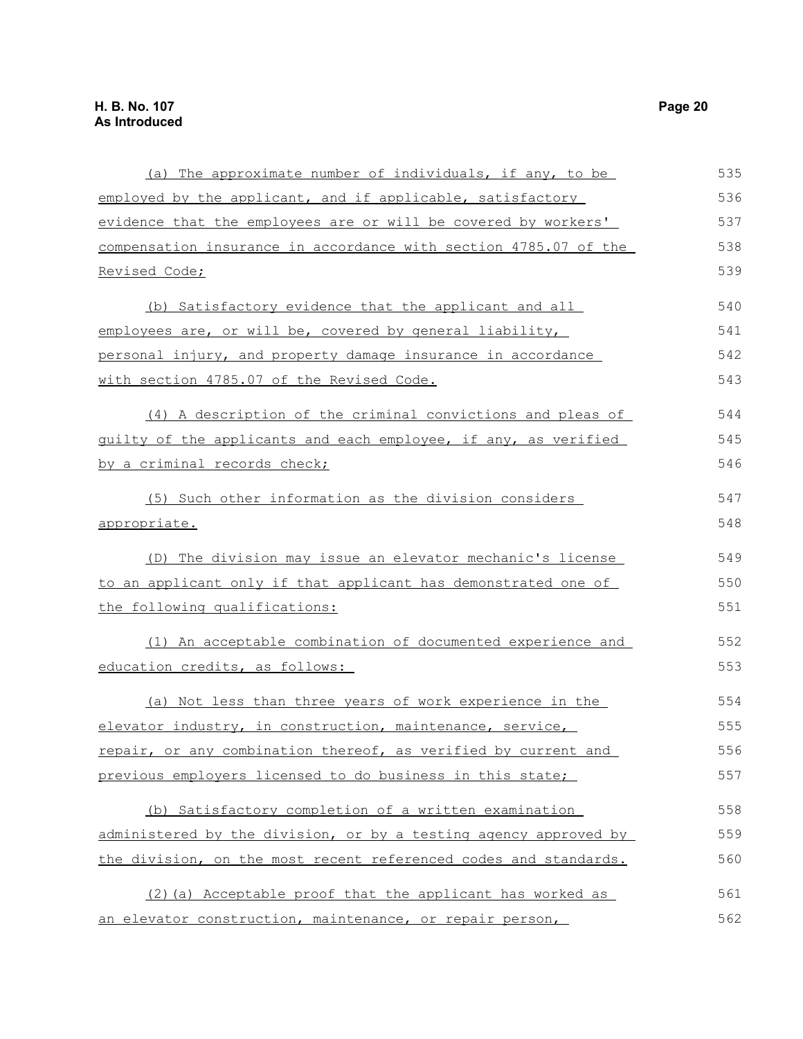(a) The approximate number of individuals, if any, to be employed by the applicant, and if applicable, satisfactory evidence that the employees are or will be covered by workers' compensation insurance in accordance with section 4785.07 of the Revised Code;

(b) Satisfactory evidence that the applicant and all employees are, or will be, covered by general liability, personal injury, and property damage insurance in accordance with section 4785.07 of the Revised Code.

(4) A description of the criminal convictions and pleas of guilty of the applicants and each employee, if any, as verified by a criminal records check;

(5) Such other information as the division considers appropriate.

(D) The division may issue an elevator mechanic's license to an applicant only if that applicant has demonstrated one of the following qualifications:

(1) An acceptable combination of documented experience and education credits, as follows:

(a) Not less than three years of work experience in the elevator industry, in construction, maintenance, service, repair, or any combination thereof, as verified by current and previous employers licensed to do business in this state;

(b) Satisfactory completion of a written examination administered by the division, or by a testing agency approved by the division, on the most recent referenced codes and standards.

(2)(a) Acceptable proof that the applicant has worked as an elevator construction, maintenance, or repair person,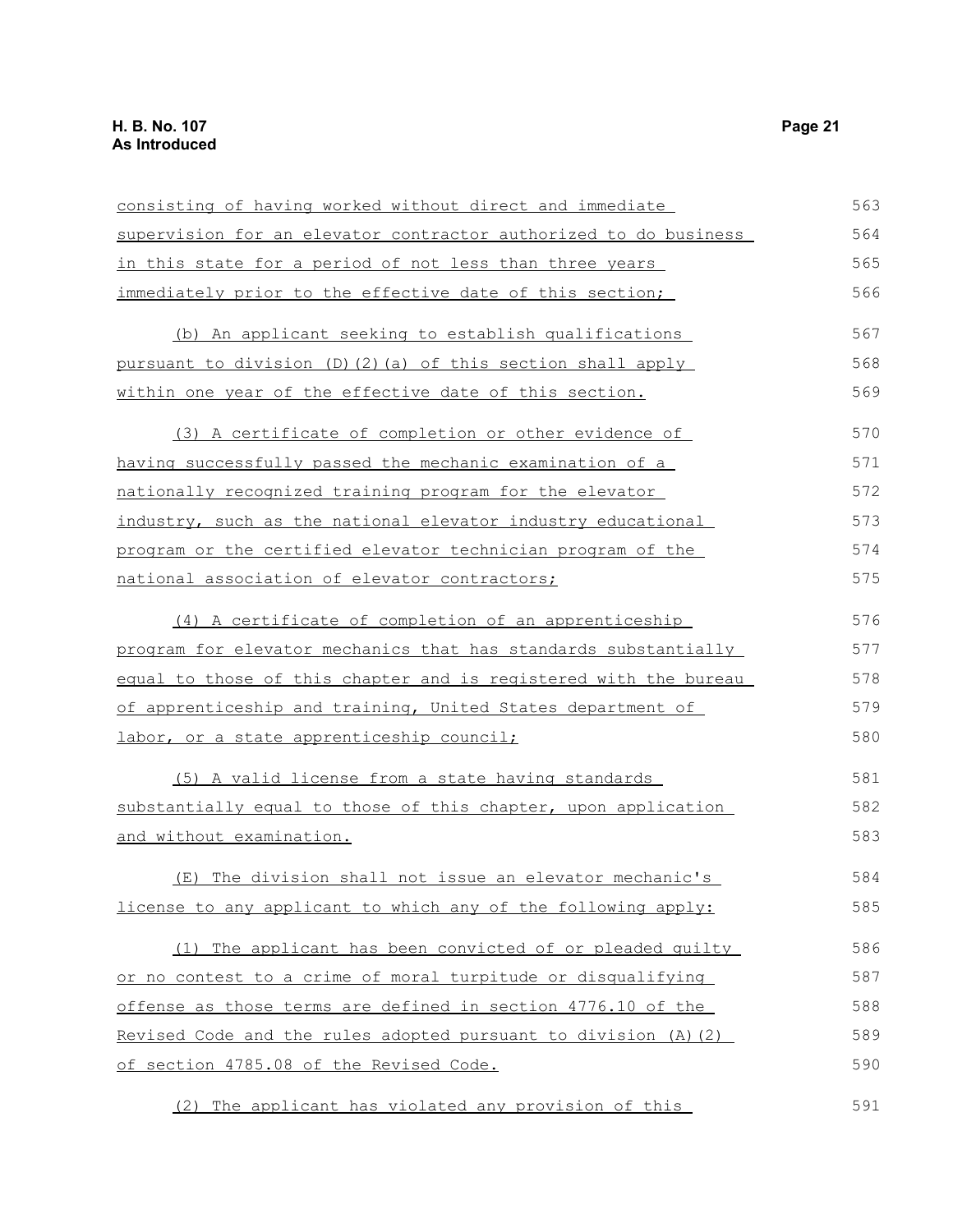consisting of having worked without direct and immediate supervision for an elevator contractor authorized to do business in this state for a period of not less than three years immediately prior to the effective date of this section;

(b) An applicant seeking to establish qualifications pursuant to division (D)(2)(a) of this section shall apply within one year of the effective date of this section.

(3) A certificate of completion or other evidence of having successfully passed the mechanic examination of a nationally recognized training program for the elevator industry, such as the national elevator industry educational program or the certified elevator technician program of the national association of elevator contractors;

(4) A certificate of completion of an apprenticeship program for elevator mechanics that has standards substantially equal to those of this chapter and is registered with the bureau of apprenticeship and training, United States department of labor, or a state apprenticeship council;

(5) A valid license from a state having standards substantially equal to those of this chapter, upon application and without examination.

(E) The division shall not issue an elevator mechanic's license to any applicant to which any of the following apply:

(1) The applicant has been convicted of or pleaded guilty or no contest to a crime of moral turpitude or disqualifying offense as those terms are defined in section 4776.10 of the Revised Code and the rules adopted pursuant to division (A)(2) of section 4785.08 of the Revised Code.

(2) The applicant has violated any provision of this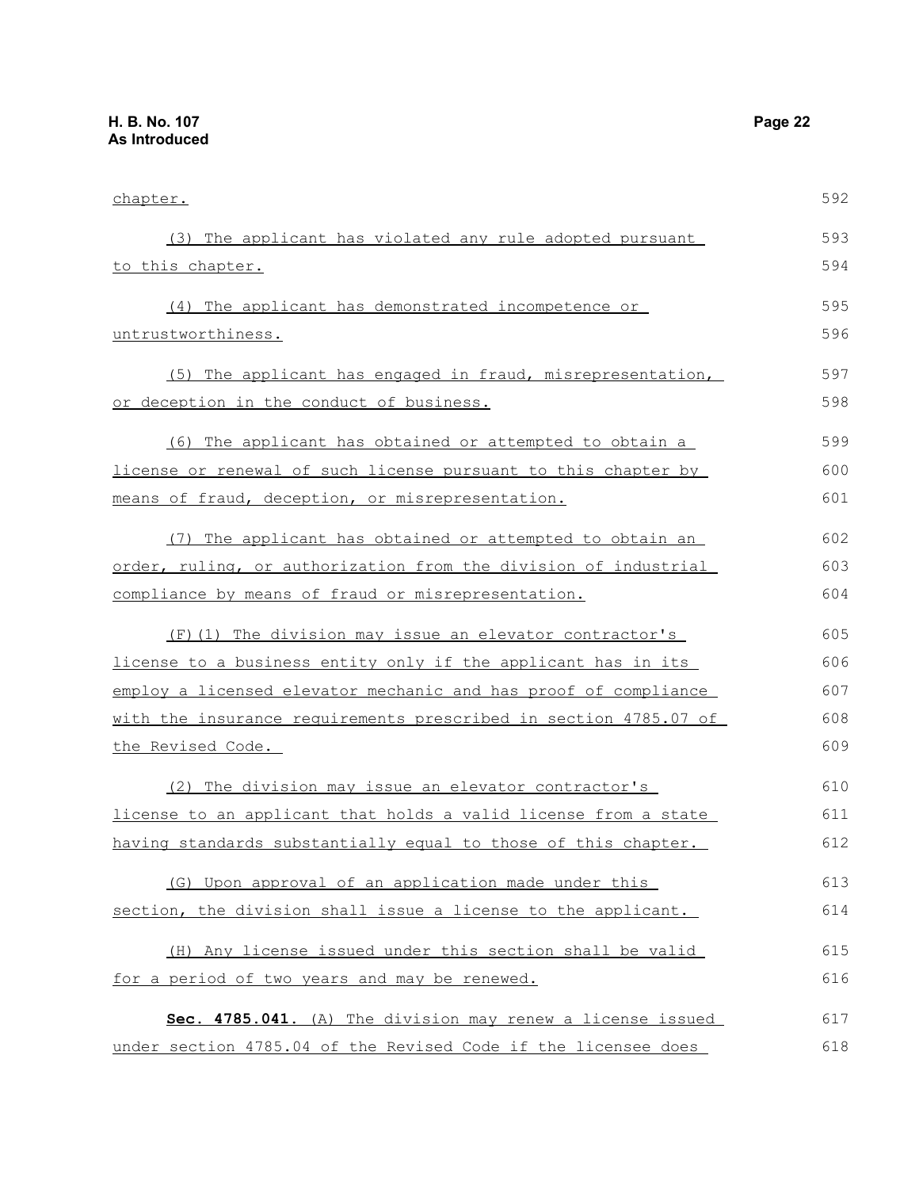chapter.

(3) The applicant has violated any rule adopted pursuant to this chapter.

(4) The applicant has demonstrated incompetence or untrustworthiness.

(5) The applicant has engaged in fraud, misrepresentation, or deception in the conduct of business.

(6) The applicant has obtained or attempted to obtain a license or renewal of such license pursuant to this chapter by means of fraud, deception, or misrepresentation.

(7) The applicant has obtained or attempted to obtain an order, ruling, or authorization from the division of industrial compliance by means of fraud or misrepresentation.

(F)(1) The division may issue an elevator contractor's license to a business entity only if the applicant has in its employ a licensed elevator mechanic and has proof of compliance with the insurance requirements prescribed in section 4785.07 of the Revised Code.

(2) The division may issue an elevator contractor's license to an applicant that holds a valid license from a state having standards substantially equal to those of this chapter.

(G) Upon approval of an application made under this section, the division shall issue a license to the applicant.

(H) Any license issued under this section shall be valid for a period of two years and may be renewed.

**Sec. 4785.041.** (A) The division may renew a license issued under section 4785.04 of the Revised Code if the licensee does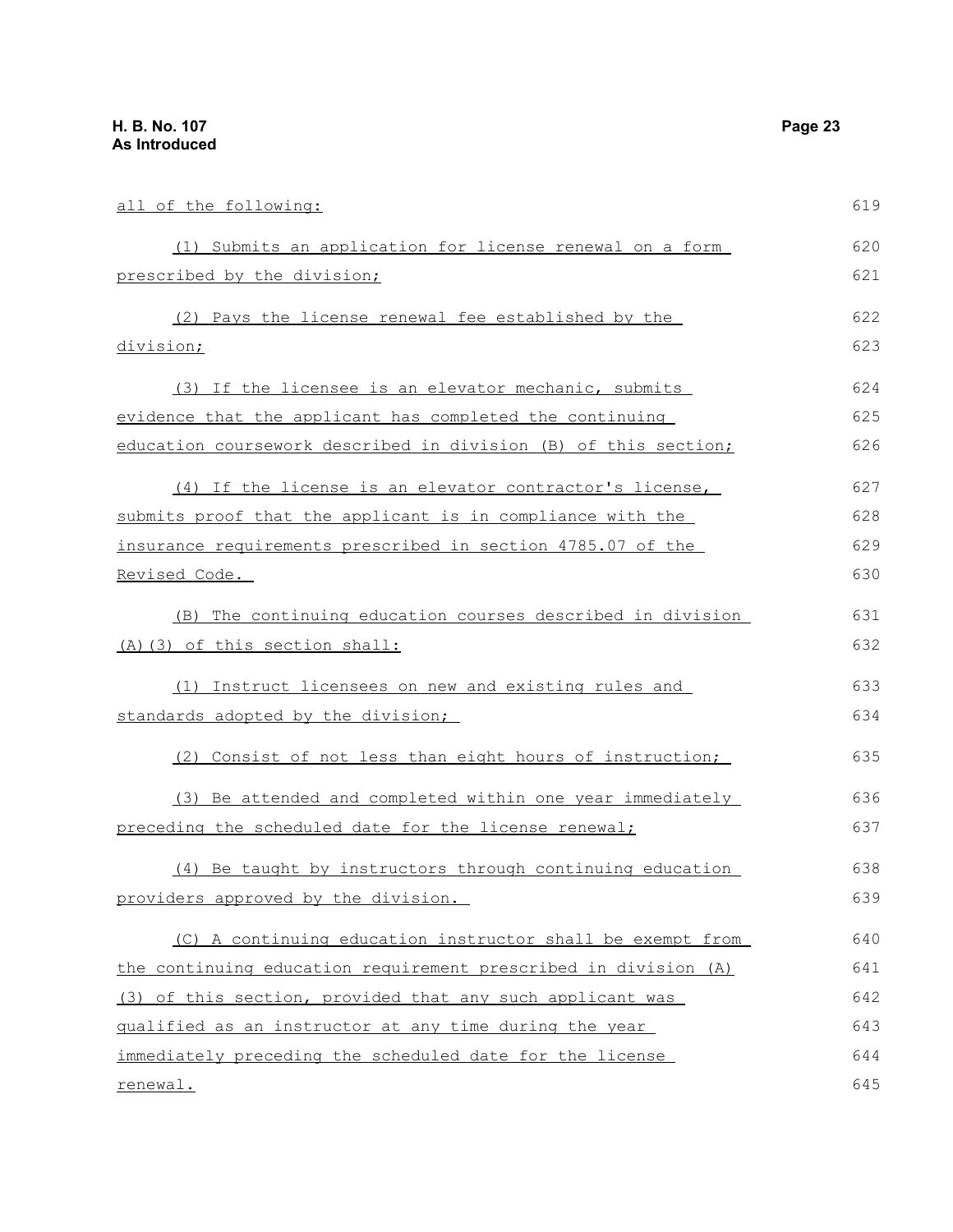all of the following:

(1) Submits an application for license renewal on a form prescribed by the division;

(2) Pays the license renewal fee established by the division;

(3) If the licensee is an elevator mechanic, submits evidence that the applicant has completed the continuing education coursework described in division (B) of this section;

(4) If the license is an elevator contractor's license, submits proof that the applicant is in compliance with the insurance requirements prescribed in section 4785.07 of the Revised Code.

(B) The continuing education courses described in division (A)(3) of this section shall:

(1) Instruct licensees on new and existing rules and standards adopted by the division;

(2) Consist of not less than eight hours of instruction;

(3) Be attended and completed within one year immediately preceding the scheduled date for the license renewal;

(4) Be taught by instructors through continuing education providers approved by the division.

(C) A continuing education instructor shall be exempt from the continuing education requirement prescribed in division (A)(3) of this section, provided that any such applicant was qualified as an instructor at any time during the year immediately preceding the scheduled date for the license renewal.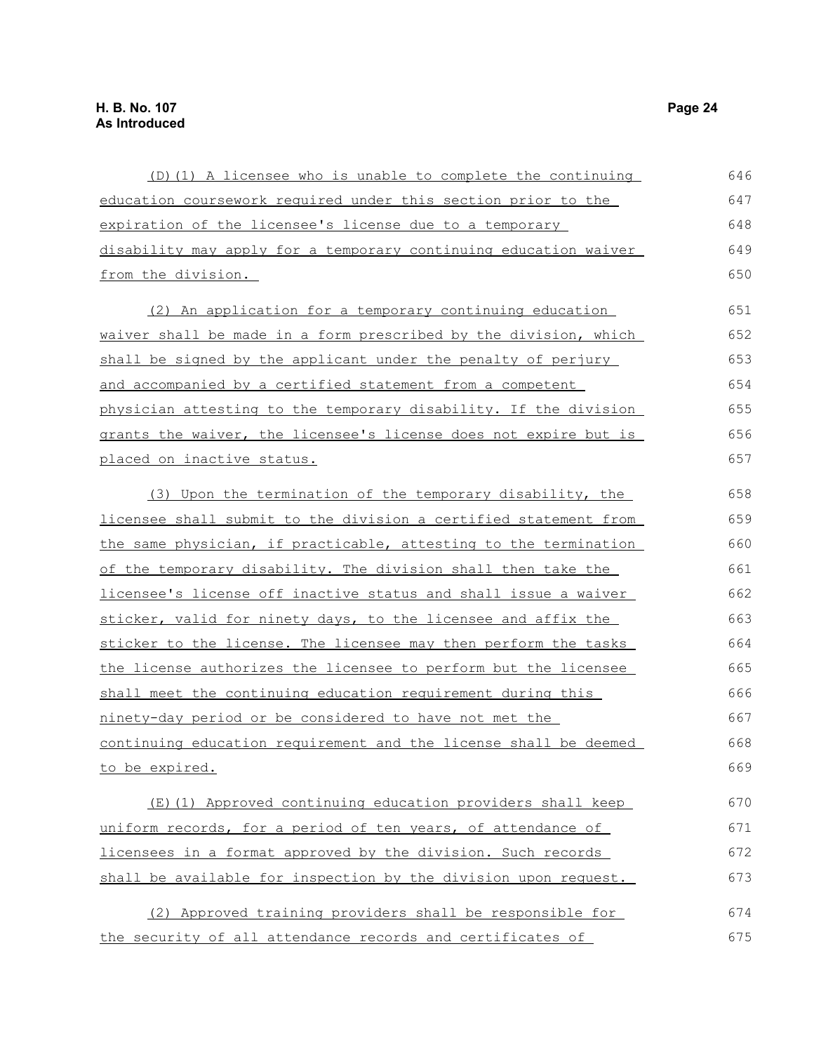(D)(1) A licensee who is unable to complete the continuing education coursework required under this section prior to the expiration of the licensee's license due to a temporary disability may apply for a temporary continuing education waiver from the division.

(2) An application for a temporary continuing education waiver shall be made in a form prescribed by the division, which shall be signed by the applicant under the penalty of perjury and accompanied by a certified statement from a competent physician attesting to the temporary disability. If the division grants the waiver, the licensee's license does not expire but is placed on inactive status.

(3) Upon the termination of the temporary disability, the licensee shall submit to the division a certified statement from the same physician, if practicable, attesting to the termination of the temporary disability. The division shall then take the licensee's license off inactive status and shall issue a waiver sticker, valid for ninety days, to the licensee and affix the sticker to the license. The licensee may then perform the tasks the license authorizes the licensee to perform but the licensee shall meet the continuing education requirement during this ninety-day period or be considered to have not met the continuing education requirement and the license shall be deemed to be expired.

(E)(1) Approved continuing education providers shall keep uniform records, for a period of ten years, of attendance of licensees in a format approved by the division. Such records shall be available for inspection by the division upon request.

(2) Approved training providers shall be responsible for the security of all attendance records and certificates of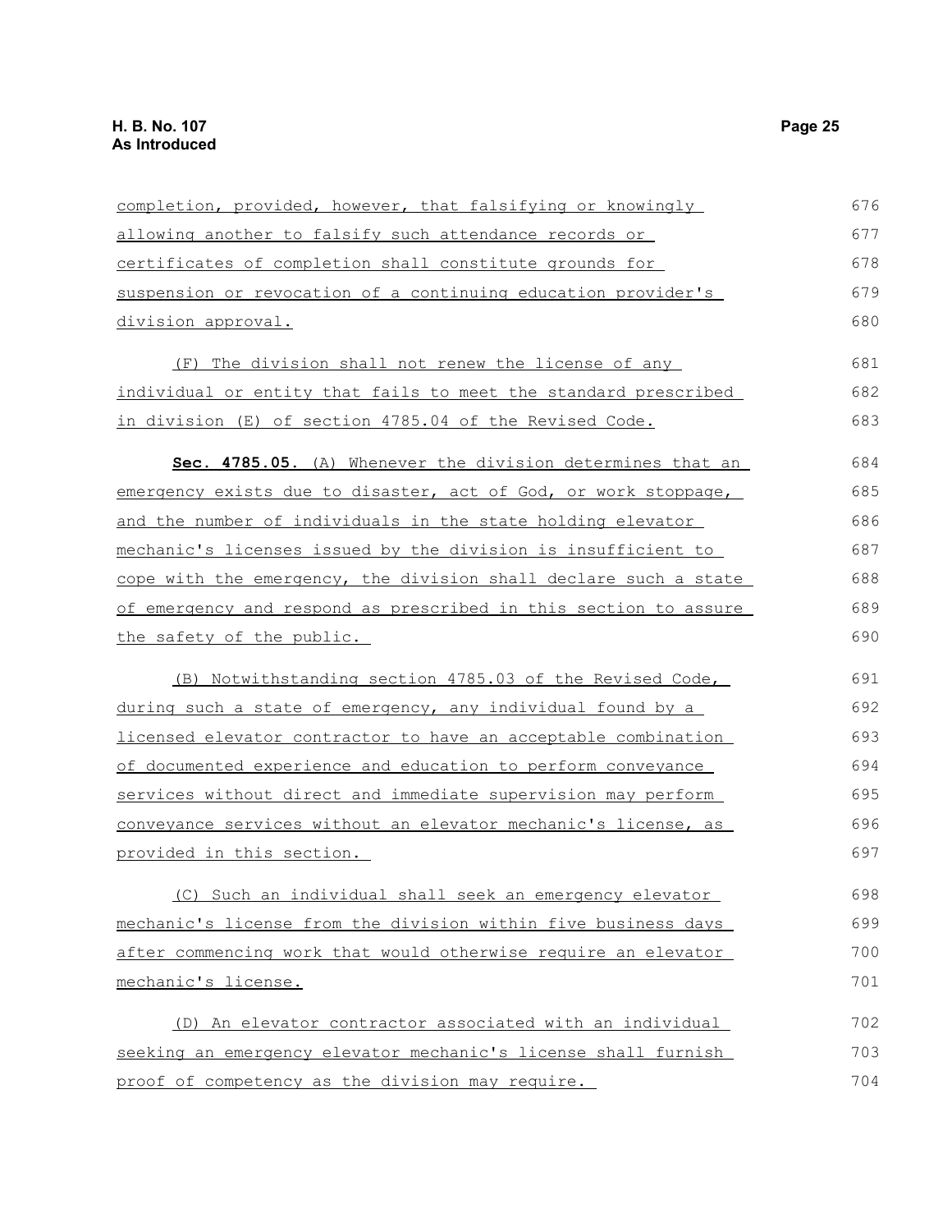completion, provided, however, that falsifying or knowingly allowing another to falsify such attendance records or certificates of completion shall constitute grounds for suspension or revocation of a continuing education provider's division approval.

(F) The division shall not renew the license of any individual or entity that fails to meet the standard prescribed in division (E) of section 4785.04 of the Revised Code.

**Sec. 4785.05.** (A) Whenever the division determines that an emergency exists due to disaster, act of God, or work stoppage, and the number of individuals in the state holding elevator mechanic's licenses issued by the division is insufficient to cope with the emergency, the division shall declare such a state of emergency and respond as prescribed in this section to assure the safety of the public.

(B) Notwithstanding section 4785.03 of the Revised Code, during such a state of emergency, any individual found by a licensed elevator contractor to have an acceptable combination of documented experience and education to perform conveyance services without direct and immediate supervision may perform conveyance services without an elevator mechanic's license, as provided in this section.

(C) Such an individual shall seek an emergency elevator mechanic's license from the division within five business days after commencing work that would otherwise require an elevator mechanic's license.

(D) An elevator contractor associated with an individual seeking an emergency elevator mechanic's license shall furnish proof of competency as the division may require.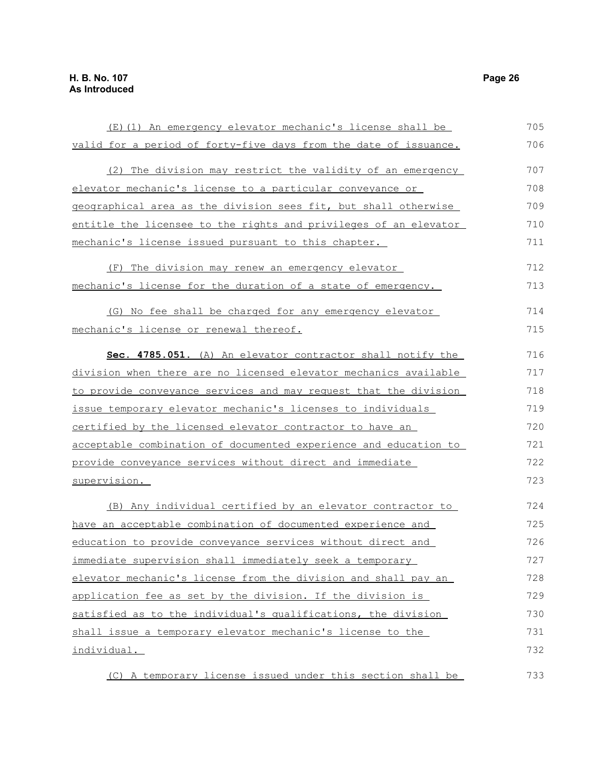(E)(1) An emergency elevator mechanic's license shall be valid for a period of forty-five days from the date of issuance.

(2) The division may restrict the validity of an emergency elevator mechanic's license to a particular conveyance or geographical area as the division sees fit, but shall otherwise entitle the licensee to the rights and privileges of an elevator mechanic's license issued pursuant to this chapter.

(F) The division may renew an emergency elevator mechanic's license for the duration of a state of emergency.

(G) No fee shall be charged for any emergency elevator mechanic's license or renewal thereof.

**Sec. 4785.051.** (A) An elevator contractor shall notify the division when there are no licensed elevator mechanics available to provide conveyance services and may request that the division issue temporary elevator mechanic's licenses to individuals certified by the licensed elevator contractor to have an acceptable combination of documented experience and education to provide conveyance services without direct and immediate supervision.

(B) Any individual certified by an elevator contractor to have an acceptable combination of documented experience and education to provide conveyance services without direct and immediate supervision shall immediately seek a temporary elevator mechanic's license from the division and shall pay an application fee as set by the division. If the division is satisfied as to the individual's qualifications, the division shall issue a temporary elevator mechanic's license to the individual.

(C) A temporary license issued under this section shall be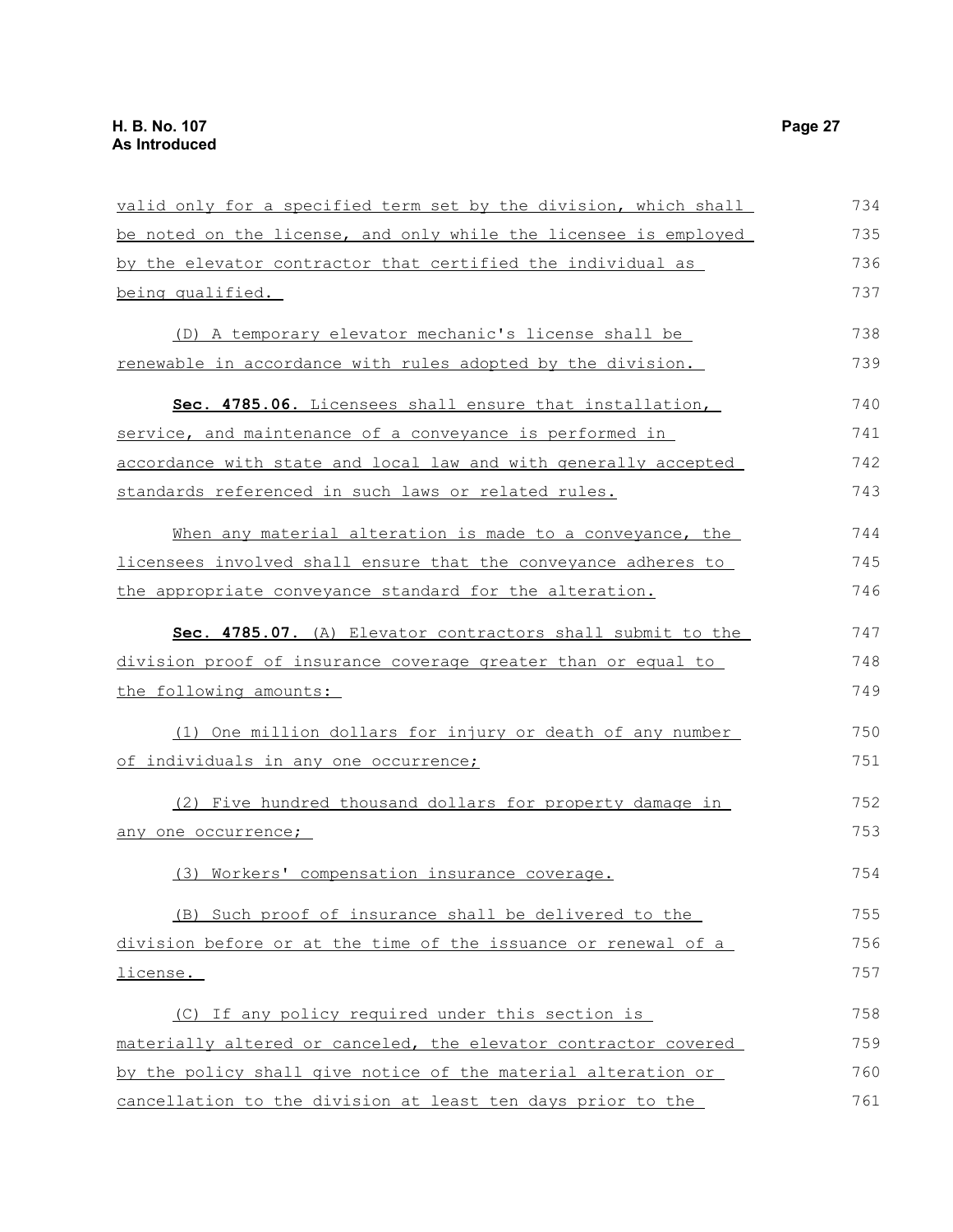valid only for a specified term set by the division, which shall be noted on the license, and only while the licensee is employed by the elevator contractor that certified the individual as being qualified.

(D) A temporary elevator mechanic's license shall be renewable in accordance with rules adopted by the division.

**Sec. 4785.06.** Licensees shall ensure that installation, service, and maintenance of a conveyance is performed in accordance with state and local law and with generally accepted standards referenced in such laws or related rules.

When any material alteration is made to a conveyance, the licensees involved shall ensure that the conveyance adheres to the appropriate conveyance standard for the alteration.

**Sec. 4785.07.** (A) Elevator contractors shall submit to the division proof of insurance coverage greater than or equal to the following amounts:

(1) One million dollars for injury or death of any number of individuals in any one occurrence;

(2) Five hundred thousand dollars for property damage in any one occurrence;

(3) Workers' compensation insurance coverage.

(B) Such proof of insurance shall be delivered to the division before or at the time of the issuance or renewal of a license.

(C) If any policy required under this section is materially altered or canceled, the elevator contractor covered by the policy shall give notice of the material alteration or cancellation to the division at least ten days prior to the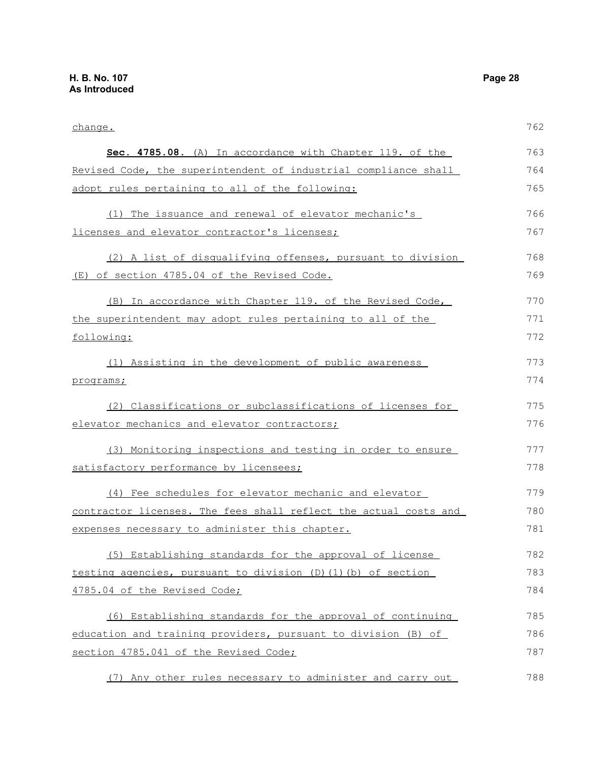change.

**Sec. 4785.08.** (A) In accordance with Chapter 119. of the Revised Code, the superintendent of industrial compliance shall adopt rules pertaining to all of the following:

(1) The issuance and renewal of elevator mechanic's licenses and elevator contractor's licenses;

(2) A list of disqualifying offenses, pursuant to division (E) of section 4785.04 of the Revised Code.

(B) In accordance with Chapter 119. of the Revised Code, the superintendent may adopt rules pertaining to all of the following:

(1) Assisting in the development of public awareness programs;

(2) Classifications or subclassifications of licenses for elevator mechanics and elevator contractors;

(3) Monitoring inspections and testing in order to ensure satisfactory performance by licensees;

(4) Fee schedules for elevator mechanic and elevator contractor licenses. The fees shall reflect the actual costs and expenses necessary to administer this chapter.

(5) Establishing standards for the approval of license testing agencies, pursuant to division (D)(1)(b) of section 4785.04 of the Revised Code;

(6) Establishing standards for the approval of continuing education and training providers, pursuant to division (B) of section 4785.041 of the Revised Code;

(7) Any other rules necessary to administer and carry out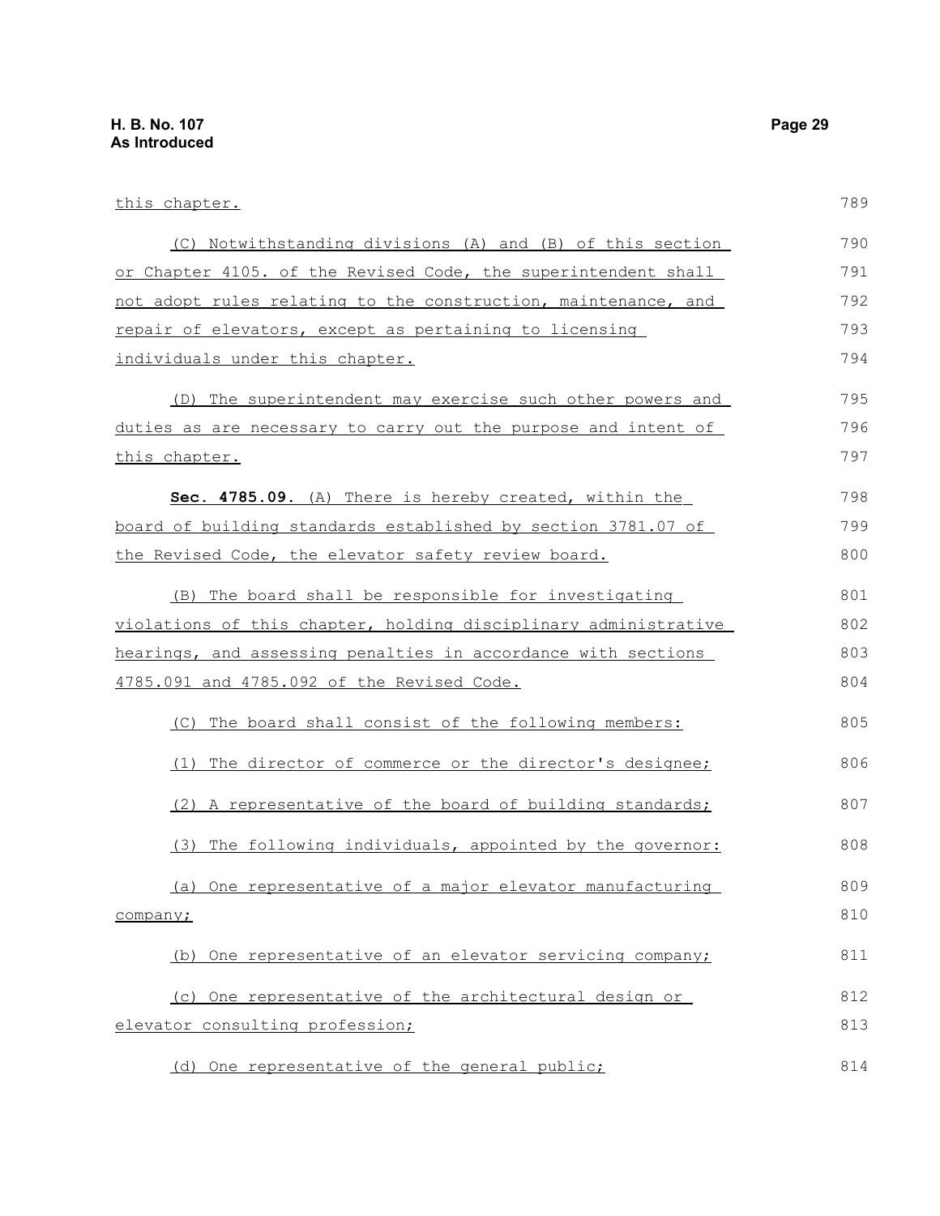this chapter.

(C) Notwithstanding divisions (A) and (B) of this section or Chapter 4105. of the Revised Code, the superintendent shall not adopt rules relating to the construction, maintenance, and repair of elevators, except as pertaining to licensing individuals under this chapter.

(D) The superintendent may exercise such other powers and duties as are necessary to carry out the purpose and intent of this chapter.

**Sec. 4785.09.** (A) There is hereby created, within the board of building standards established by section 3781.07 of the Revised Code, the elevator safety review board.

(B) The board shall be responsible for investigating violations of this chapter, holding disciplinary administrative hearings, and assessing penalties in accordance with sections 4785.091 and 4785.092 of the Revised Code.

(C) The board shall consist of the following members:

(1) The director of commerce or the director's designee;

(2) A representative of the board of building standards;

(3) The following individuals, appointed by the governor:

(a) One representative of a major elevator manufacturing company;

(b) One representative of an elevator servicing company;

(c) One representative of the architectural design or elevator consulting profession;

(d) One representative of the general public;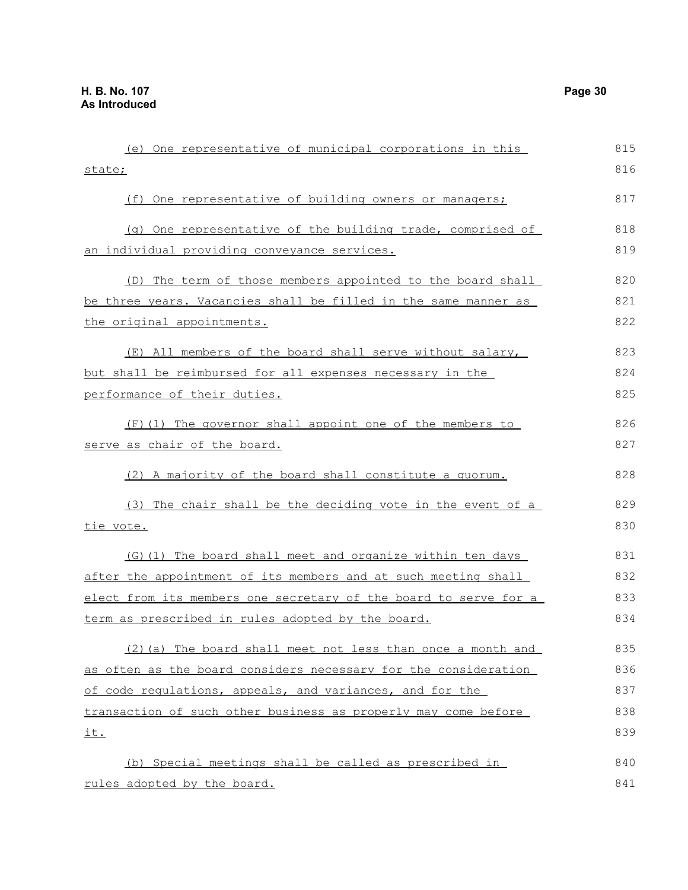(e) One representative of municipal corporations in this state;

(f) One representative of building owners or managers;

(g) One representative of the building trade, comprised of an individual providing conveyance services.

(D) The term of those members appointed to the board shall be three years. Vacancies shall be filled in the same manner as the original appointments.

(E) All members of the board shall serve without salary, but shall be reimbursed for all expenses necessary in the performance of their duties.

(F)(1) The governor shall appoint one of the members to serve as chair of the board.

(2) A majority of the board shall constitute a quorum.

(3) The chair shall be the deciding vote in the event of a tie vote.

(G)(1) The board shall meet and organize within ten days after the appointment of its members and at such meeting shall elect from its members one secretary of the board to serve for a term as prescribed in rules adopted by the board.

(2)(a) The board shall meet not less than once a month and as often as the board considers necessary for the consideration of code regulations, appeals, and variances, and for the transaction of such other business as properly may come before it.

(b) Special meetings shall be called as prescribed in rules adopted by the board.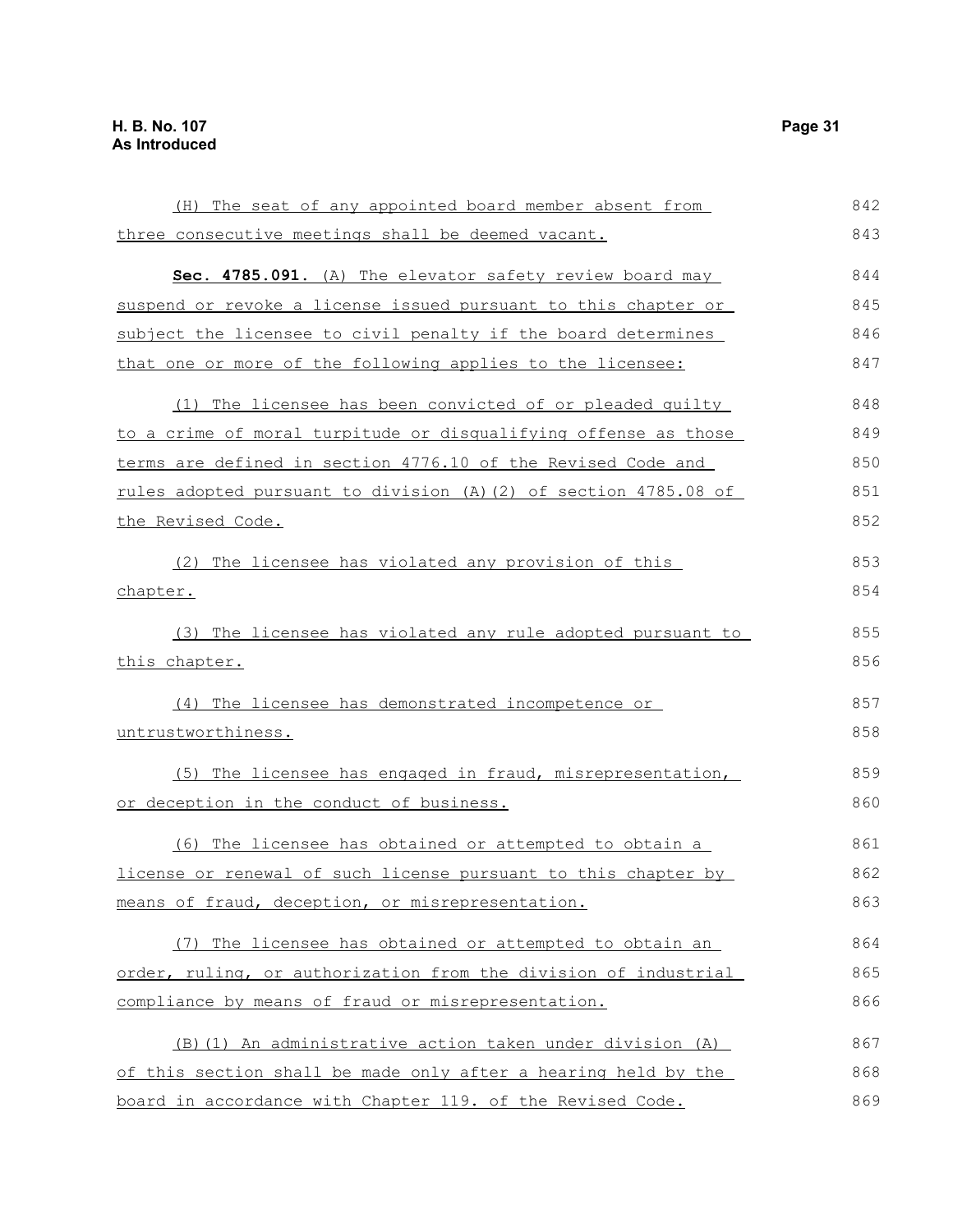(H) The seat of any appointed board member absent from three consecutive meetings shall be deemed vacant.

**Sec. 4785.091.** (A) The elevator safety review board may suspend or revoke a license issued pursuant to this chapter or subject the licensee to civil penalty if the board determines that one or more of the following applies to the licensee:

(1) The licensee has been convicted of or pleaded guilty to a crime of moral turpitude or disqualifying offense as those terms are defined in section 4776.10 of the Revised Code and rules adopted pursuant to division (A)(2) of section 4785.08 of the Revised Code.

(2) The licensee has violated any provision of this chapter.

(3) The licensee has violated any rule adopted pursuant to this chapter.

(4) The licensee has demonstrated incompetence or untrustworthiness.

(5) The licensee has engaged in fraud, misrepresentation, or deception in the conduct of business.

(6) The licensee has obtained or attempted to obtain a license or renewal of such license pursuant to this chapter by means of fraud, deception, or misrepresentation.

(7) The licensee has obtained or attempted to obtain an order, ruling, or authorization from the division of industrial compliance by means of fraud or misrepresentation.

(B)(1) An administrative action taken under division (A) of this section shall be made only after a hearing held by the board in accordance with Chapter 119. of the Revised Code.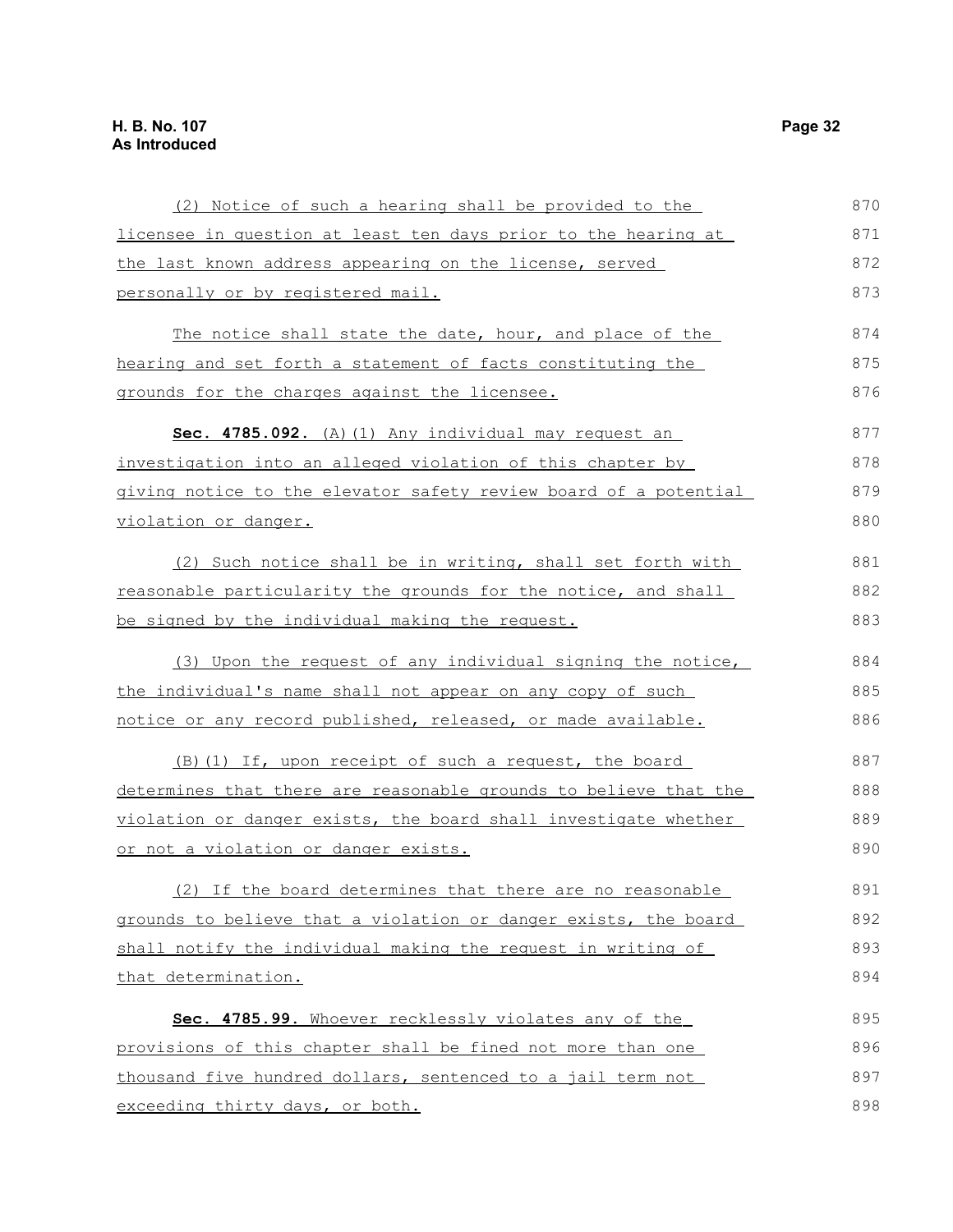(2) Notice of such a hearing shall be provided to the licensee in question at least ten days prior to the hearing at the last known address appearing on the license, served personally or by registered mail.

The notice shall state the date, hour, and place of the hearing and set forth a statement of facts constituting the grounds for the charges against the licensee.

**Sec. 4785.092.** (A)(1) Any individual may request an investigation into an alleged violation of this chapter by giving notice to the elevator safety review board of a potential violation or danger.

(2) Such notice shall be in writing, shall set forth with reasonable particularity the grounds for the notice, and shall be signed by the individual making the request.

(3) Upon the request of any individual signing the notice, the individual's name shall not appear on any copy of such notice or any record published, released, or made available.

(B)(1) If, upon receipt of such a request, the board determines that there are reasonable grounds to believe that the violation or danger exists, the board shall investigate whether or not a violation or danger exists.

(2) If the board determines that there are no reasonable grounds to believe that a violation or danger exists, the board shall notify the individual making the request in writing of that determination.

**Sec. 4785.99.** Whoever recklessly violates any of the provisions of this chapter shall be fined not more than one thousand five hundred dollars, sentenced to a jail term not exceeding thirty days, or both.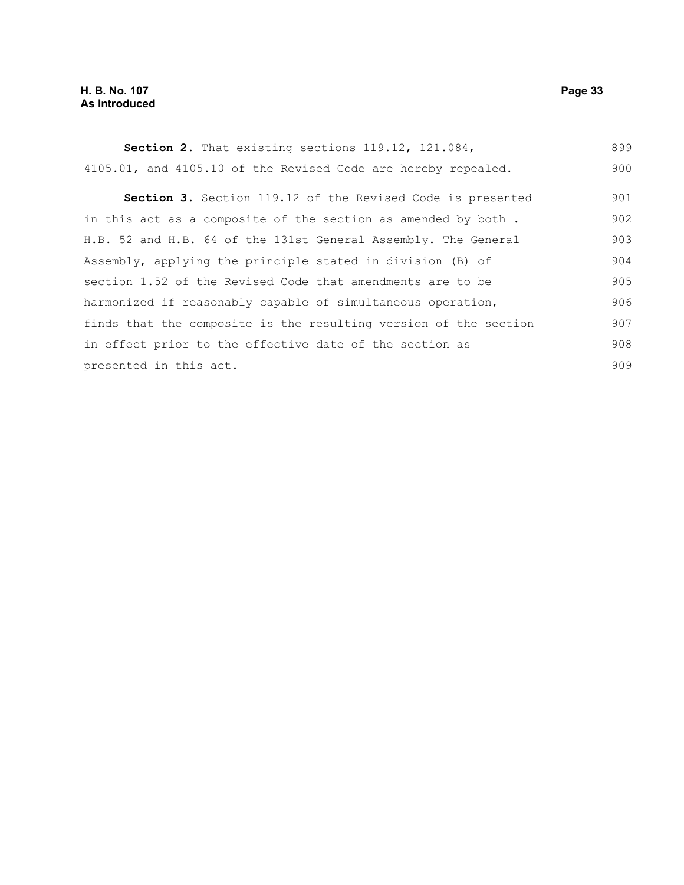**Section 2.** That existing sections 119.12, 121.084, 4105.01, and 4105.10 of the Revised Code are hereby repealed.

**Section 3.** Section 119.12 of the Revised Code is presented in this act as a composite of the section as amended by both . H.B. 52 and H.B. 64 of the 131st General Assembly. The General Assembly, applying the principle stated in division (B) of section 1.52 of the Revised Code that amendments are to be harmonized if reasonably capable of simultaneous operation, finds that the composite is the resulting version of the section in effect prior to the effective date of the section as presented in this act.